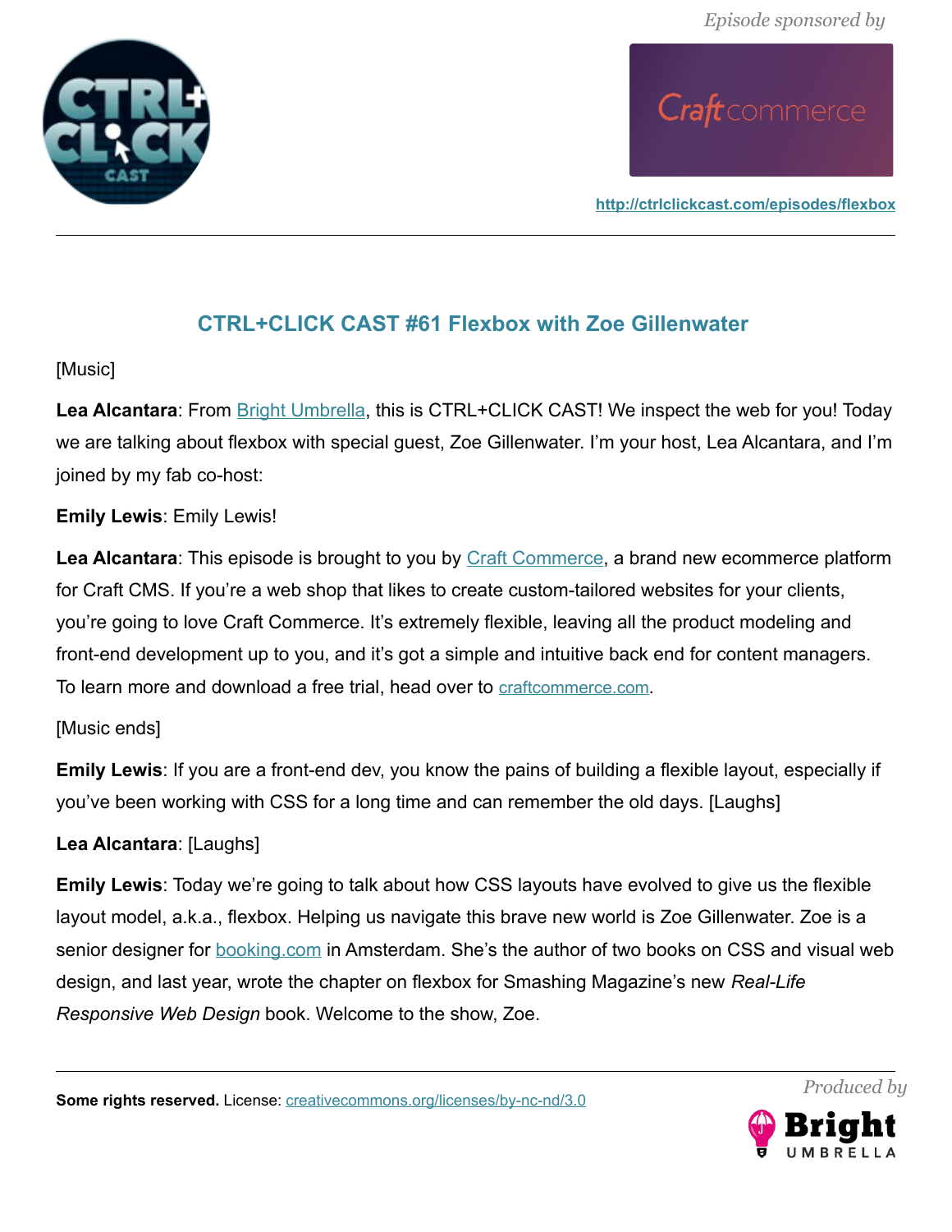*Episode sponsored by*

http://ctrlclickcast.com/episodes/flexbox

# CTRL+CLICK CAST #61 Flexbox with Zoe Gillenwater

[Music]

**Lea Alcantara**: From Bright Umbrella, this is CTRL+CLICK CAST! We inspect the web for you! Today we are talking about flexbox with special guest, Zoe Gillenwater. I'm your host, Lea Alcantara, and I'm joined by my fab co-host:

**Emily Lewis**: Emily Lewis!

**Lea Alcantara**: This episode is brought to you by Craft Commerce, a brand new ecommerce platform for Craft CMS. If you're a web shop that likes to create custom-tailored websites for your clients, you're going to love Craft Commerce. It's extremely flexible, leaving all the product modeling and front-end development up to you, and it's got a simple and intuitive back end for content managers. To learn more and download a free trial, head over to craftcommerce.com.

[Music ends]

**Emily Lewis**: If you are a front-end dev, you know the pains of building a flexible layout, especially if you've been working with CSS for a long time and can remember the old days. [Laughs]

**Lea Alcantara**: [Laughs]

**Emily Lewis**: Today we're going to talk about how CSS layouts have evolved to give us the flexible layout model, a.k.a., flexbox. Helping us navigate this brave new world is Zoe Gillenwater. Zoe is a senior designer for booking.com in Amsterdam. She's the author of two books on CSS and visual web design, and last year, wrote the chapter on flexbox for Smashing Magazine's new *Real-Life Responsive Web Design* book. Welcome to the show, Zoe.

**Some rights reserved.** License: creativecommons.org/licenses/by-nc-nd/3.0

*Produced by*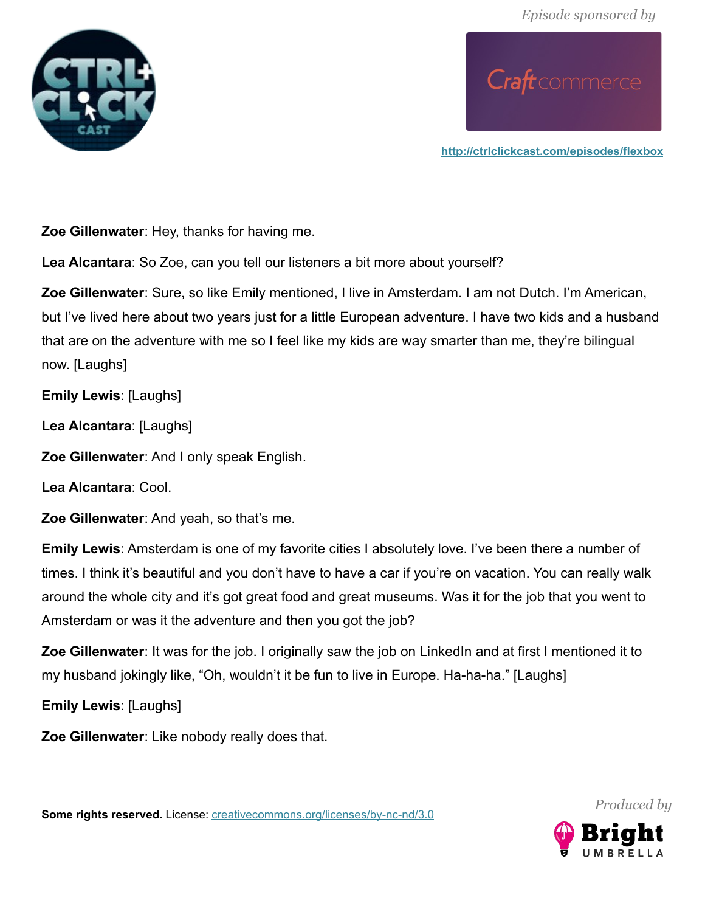**Zoe Gillenwater**: Hey, thanks for having me.

**Lea Alcantara**: So Zoe, can you tell our listeners a bit more about yourself?

**Zoe Gillenwater**: Sure, so like Emily mentioned, I live in Amsterdam. I am not Dutch. I'm American, but I've lived here about two years just for a little European adventure. I have two kids and a husband that are on the adventure with me so I feel like my kids are way smarter than me, they're bilingual now. [Laughs]

**Emily Lewis**: [Laughs]

**Lea Alcantara**: [Laughs]

**Zoe Gillenwater**: And I only speak English.

**Lea Alcantara**: Cool.

**Zoe Gillenwater**: And yeah, so that's me.

**Emily Lewis**: Amsterdam is one of my favorite cities I absolutely love. I've been there a number of times. I think it's beautiful and you don't have to have a car if you're on vacation. You can really walk around the whole city and it's got great food and great museums. Was it for the job that you went to Amsterdam or was it the adventure and then you got the job?

**Zoe Gillenwater**: It was for the job. I originally saw the job on LinkedIn and at first I mentioned it to my husband jokingly like, "Oh, wouldn't it be fun to live in Europe. Ha-ha-ha." [Laughs]

**Emily Lewis**: [Laughs]

**Zoe Gillenwater**: Like nobody really does that.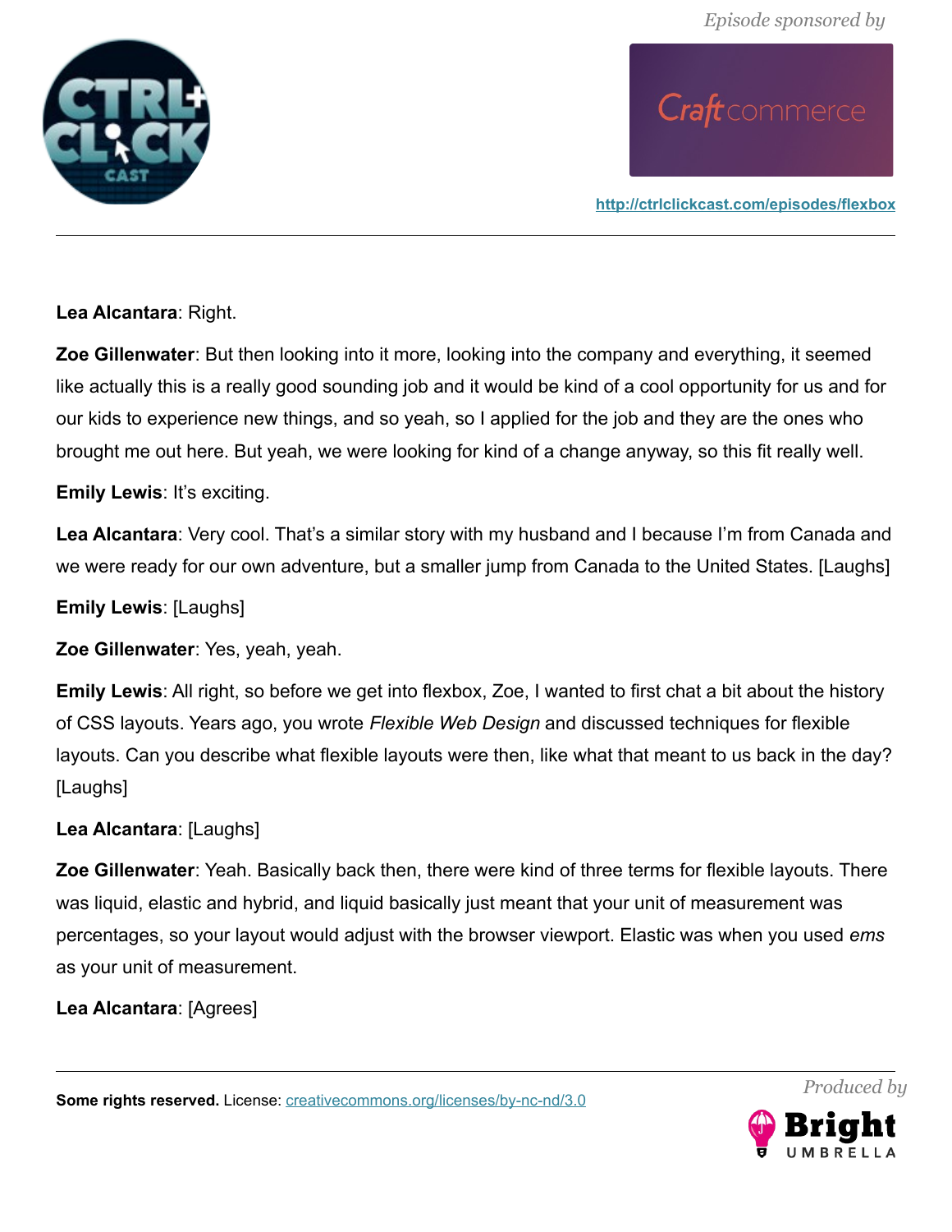**Lea Alcantara**: Right.

**Zoe Gillenwater**: But then looking into it more, looking into the company and everything, it seemed like actually this is a really good sounding job and it would be kind of a cool opportunity for us and for our kids to experience new things, and so yeah, so I applied for the job and they are the ones who brought me out here. But yeah, we were looking for kind of a change anyway, so this fit really well.

**Emily Lewis**: It's exciting.

**Lea Alcantara**: Very cool. That's a similar story with my husband and I because I'm from Canada and we were ready for our own adventure, but a smaller jump from Canada to the United States. [Laughs]

**Emily Lewis**: [Laughs]

**Zoe Gillenwater**: Yes, yeah, yeah.

**Emily Lewis**: All right, so before we get into flexbox, Zoe, I wanted to first chat a bit about the history of CSS layouts. Years ago, you wrote *Flexible Web Design* and discussed techniques for flexible layouts. Can you describe what flexible layouts were then, like what that meant to us back in the day? [Laughs]

**Lea Alcantara**: [Laughs]

**Zoe Gillenwater**: Yeah. Basically back then, there were kind of three terms for flexible layouts. There was liquid, elastic and hybrid, and liquid basically just meant that your unit of measurement was percentages, so your layout would adjust with the browser viewport. Elastic was when you used *ems* as your unit of measurement.

**Lea Alcantara**: [Agrees]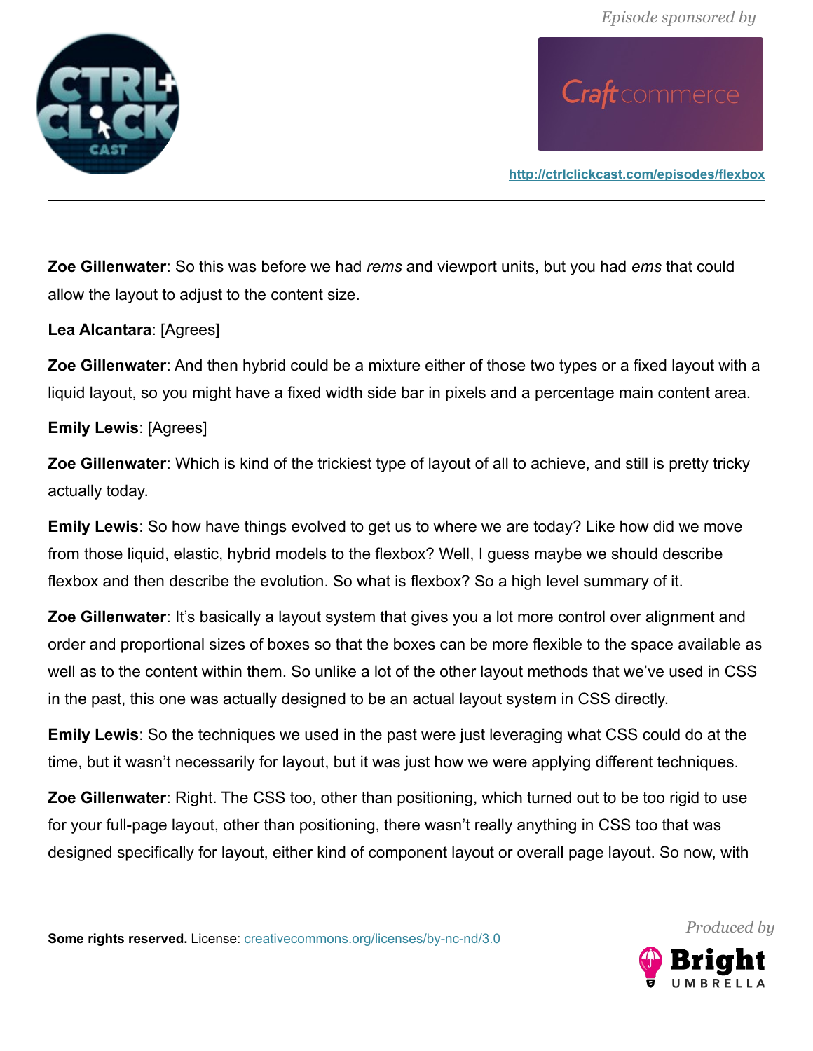**Zoe Gillenwater**: So this was before we had *rems* and viewport units, but you had *ems* that could allow the layout to adjust to the content size.

**Lea Alcantara**: [Agrees]

**Zoe Gillenwater**: And then hybrid could be a mixture either of those two types or a fixed layout with a liquid layout, so you might have a fixed width side bar in pixels and a percentage main content area.

**Emily Lewis**: [Agrees]

**Zoe Gillenwater**: Which is kind of the trickiest type of layout of all to achieve, and still is pretty tricky actually today.

**Emily Lewis**: So how have things evolved to get us to where we are today? Like how did we move from those liquid, elastic, hybrid models to the flexbox? Well, I guess maybe we should describe flexbox and then describe the evolution. So what is flexbox? So a high level summary of it.

**Zoe Gillenwater**: It's basically a layout system that gives you a lot more control over alignment and order and proportional sizes of boxes so that the boxes can be more flexible to the space available as well as to the content within them. So unlike a lot of the other layout methods that we've used in CSS in the past, this one was actually designed to be an actual layout system in CSS directly.

**Emily Lewis**: So the techniques we used in the past were just leveraging what CSS could do at the time, but it wasn't necessarily for layout, but it was just how we were applying different techniques.

**Zoe Gillenwater**: Right. The CSS too, other than positioning, which turned out to be too rigid to use for your full-page layout, other than positioning, there wasn't really anything in CSS too that was designed specifically for layout, either kind of component layout or overall page layout. So now, with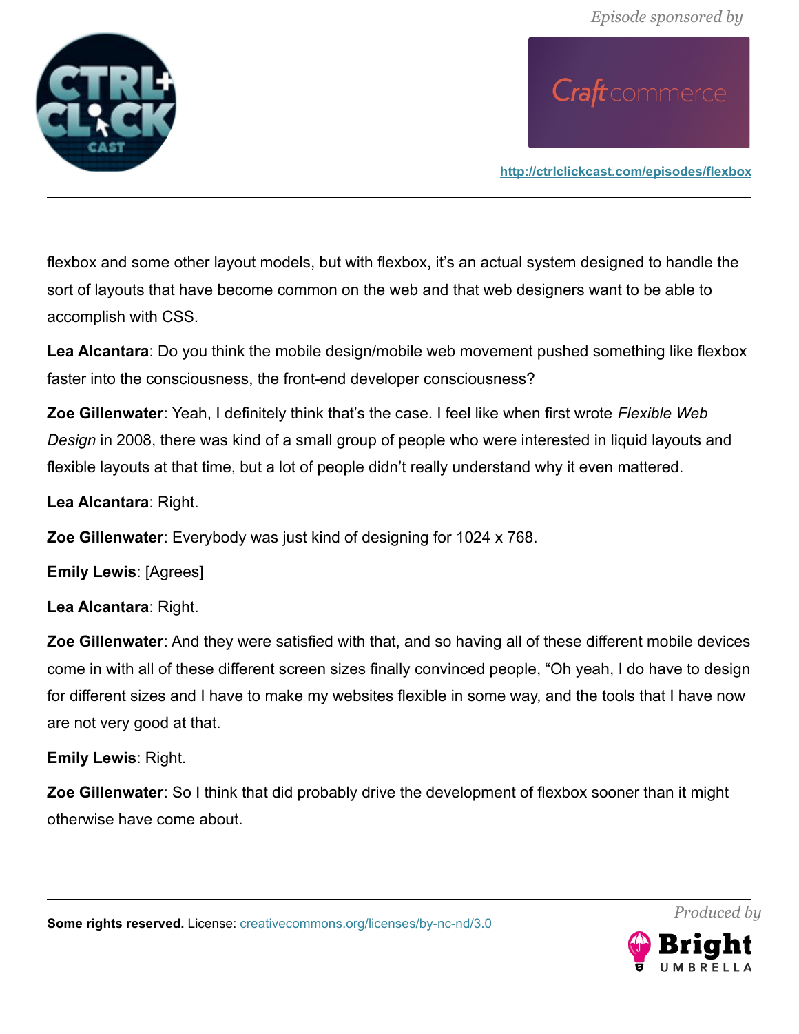flexbox and some other layout models, but with flexbox, it's an actual system designed to handle the sort of layouts that have become common on the web and that web designers want to be able to accomplish with CSS.

**Lea Alcantara**: Do you think the mobile design/mobile web movement pushed something like flexbox faster into the consciousness, the front-end developer consciousness?

**Zoe Gillenwater**: Yeah, I definitely think that's the case. I feel like when first wrote *Flexible Web Design* in 2008, there was kind of a small group of people who were interested in liquid layouts and flexible layouts at that time, but a lot of people didn't really understand why it even mattered.

**Lea Alcantara**: Right.

**Zoe Gillenwater**: Everybody was just kind of designing for 1024 x 768.

**Emily Lewis**: [Agrees]

**Lea Alcantara**: Right.

**Zoe Gillenwater**: And they were satisfied with that, and so having all of these different mobile devices come in with all of these different screen sizes finally convinced people, "Oh yeah, I do have to design for different sizes and I have to make my websites flexible in some way, and the tools that I have now are not very good at that.

**Emily Lewis**: Right.

**Zoe Gillenwater**: So I think that did probably drive the development of flexbox sooner than it might otherwise have come about.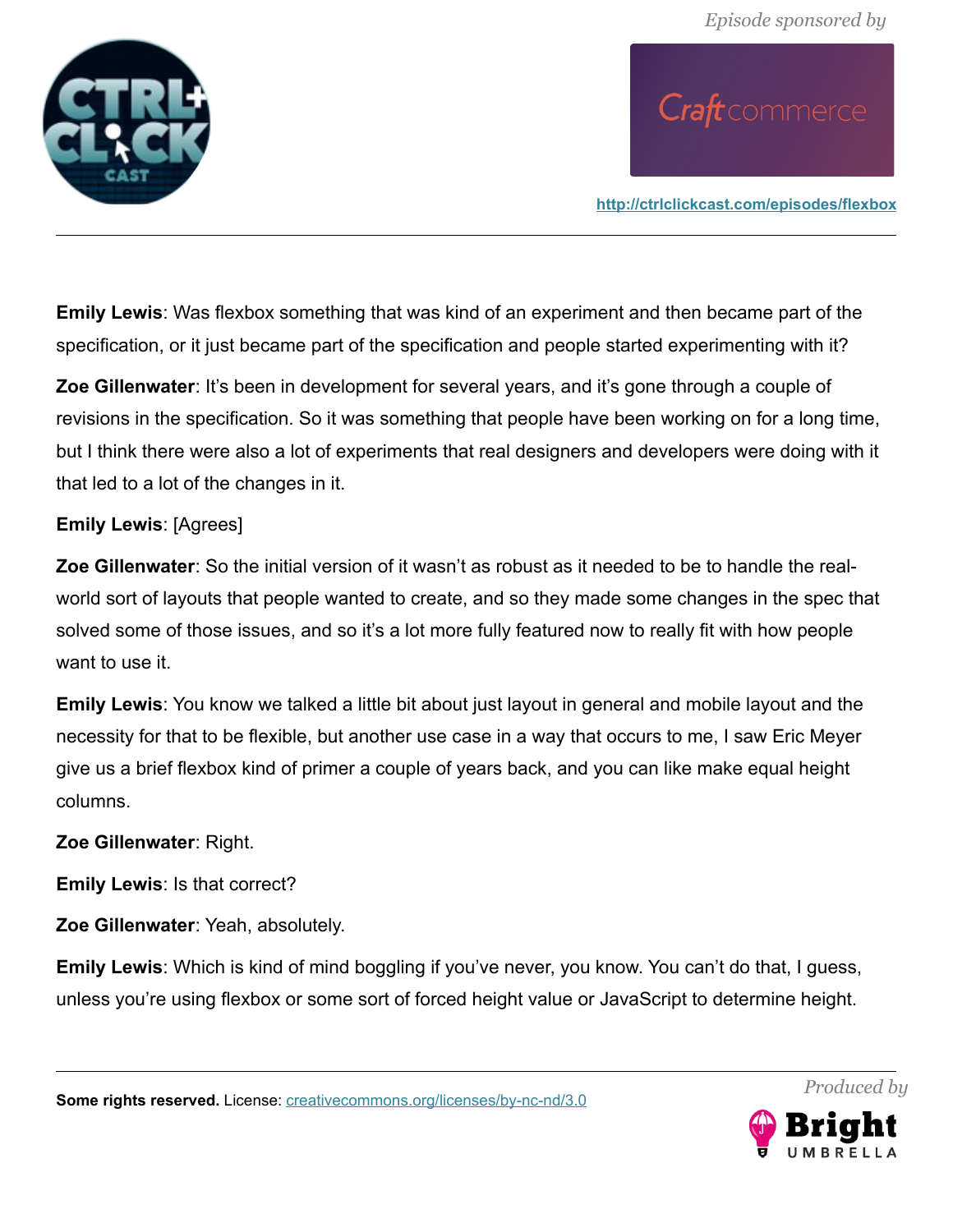**Emily Lewis**: Was flexbox something that was kind of an experiment and then became part of the specification, or it just became part of the specification and people started experimenting with it?

**Zoe Gillenwater**: It's been in development for several years, and it's gone through a couple of revisions in the specification. So it was something that people have been working on for a long time, but I think there were also a lot of experiments that real designers and developers were doing with it that led to a lot of the changes in it.

**Emily Lewis**: [Agrees]

**Zoe Gillenwater**: So the initial version of it wasn't as robust as it needed to be to handle the real-world sort of layouts that people wanted to create, and so they made some changes in the spec that solved some of those issues, and so it's a lot more fully featured now to really fit with how people want to use it.

**Emily Lewis**: You know we talked a little bit about just layout in general and mobile layout and the necessity for that to be flexible, but another use case in a way that occurs to me, I saw Eric Meyer give us a brief flexbox kind of primer a couple of years back, and you can like make equal height columns.

**Zoe Gillenwater**: Right.

**Emily Lewis**: Is that correct?

**Zoe Gillenwater**: Yeah, absolutely.

**Emily Lewis**: Which is kind of mind boggling if you've never, you know. You can't do that, I guess, unless you're using flexbox or some sort of forced height value or JavaScript to determine height.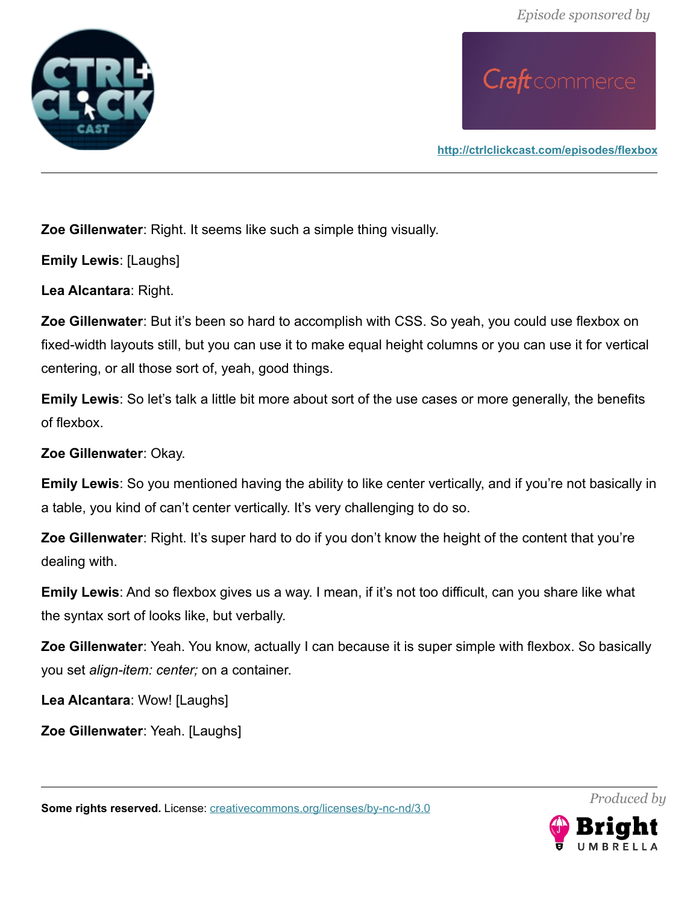**Zoe Gillenwater**: Right. It seems like such a simple thing visually.

**Emily Lewis**: [Laughs]

**Lea Alcantara**: Right.

**Zoe Gillenwater**: But it's been so hard to accomplish with CSS. So yeah, you could use flexbox on fixed-width layouts still, but you can use it to make equal height columns or you can use it for vertical centering, or all those sort of, yeah, good things.

**Emily Lewis**: So let's talk a little bit more about sort of the use cases or more generally, the benefits of flexbox.

**Zoe Gillenwater**: Okay.

**Emily Lewis**: So you mentioned having the ability to like center vertically, and if you're not basically in a table, you kind of can't center vertically. It's very challenging to do so.

**Zoe Gillenwater**: Right. It's super hard to do if you don't know the height of the content that you're dealing with.

**Emily Lewis**: And so flexbox gives us a way. I mean, if it's not too difficult, can you share like what the syntax sort of looks like, but verbally.

**Zoe Gillenwater**: Yeah. You know, actually I can because it is super simple with flexbox. So basically you set *align-item: center;* on a container.

**Lea Alcantara**: Wow! [Laughs]

**Zoe Gillenwater**: Yeah. [Laughs]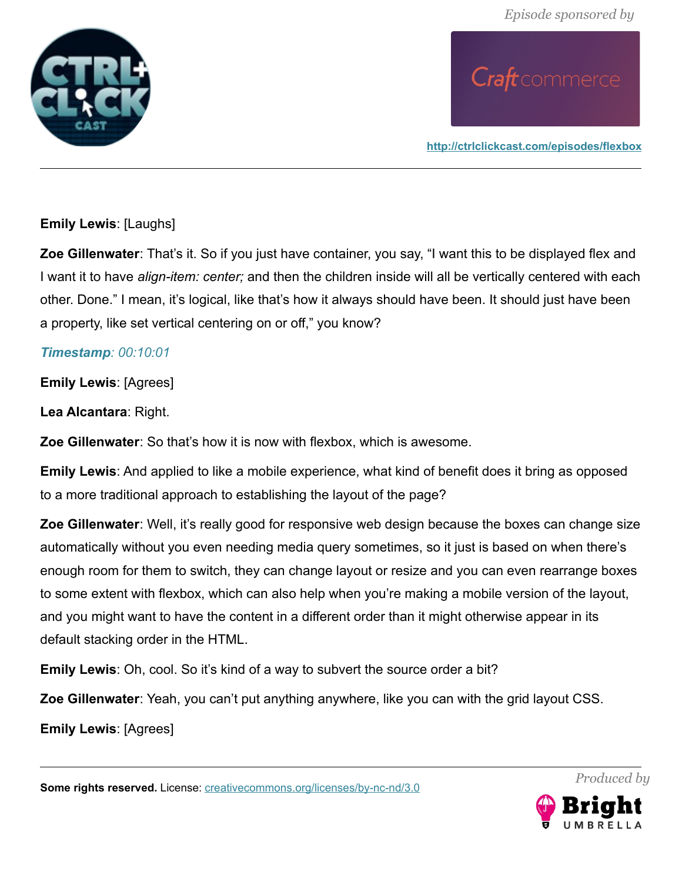**Emily Lewis**: [Laughs]

**Zoe Gillenwater**: That's it. So if you just have container, you say, "I want this to be displayed flex and I want it to have *align-item: center;* and then the children inside will all be vertically centered with each other. Done." I mean, it's logical, like that's how it always should have been. It should just have been a property, like set vertical centering on or off," you know?

***Timestamp**: 00:10:01*

**Emily Lewis**: [Agrees]

**Lea Alcantara**: Right.

**Zoe Gillenwater**: So that's how it is now with flexbox, which is awesome.

**Emily Lewis**: And applied to like a mobile experience, what kind of benefit does it bring as opposed to a more traditional approach to establishing the layout of the page?

**Zoe Gillenwater**: Well, it's really good for responsive web design because the boxes can change size automatically without you even needing media query sometimes, so it just is based on when there's enough room for them to switch, they can change layout or resize and you can even rearrange boxes to some extent with flexbox, which can also help when you're making a mobile version of the layout, and you might want to have the content in a different order than it might otherwise appear in its default stacking order in the HTML.

**Emily Lewis**: Oh, cool. So it's kind of a way to subvert the source order a bit?

**Zoe Gillenwater**: Yeah, you can't put anything anywhere, like you can with the grid layout CSS.

**Emily Lewis**: [Agrees]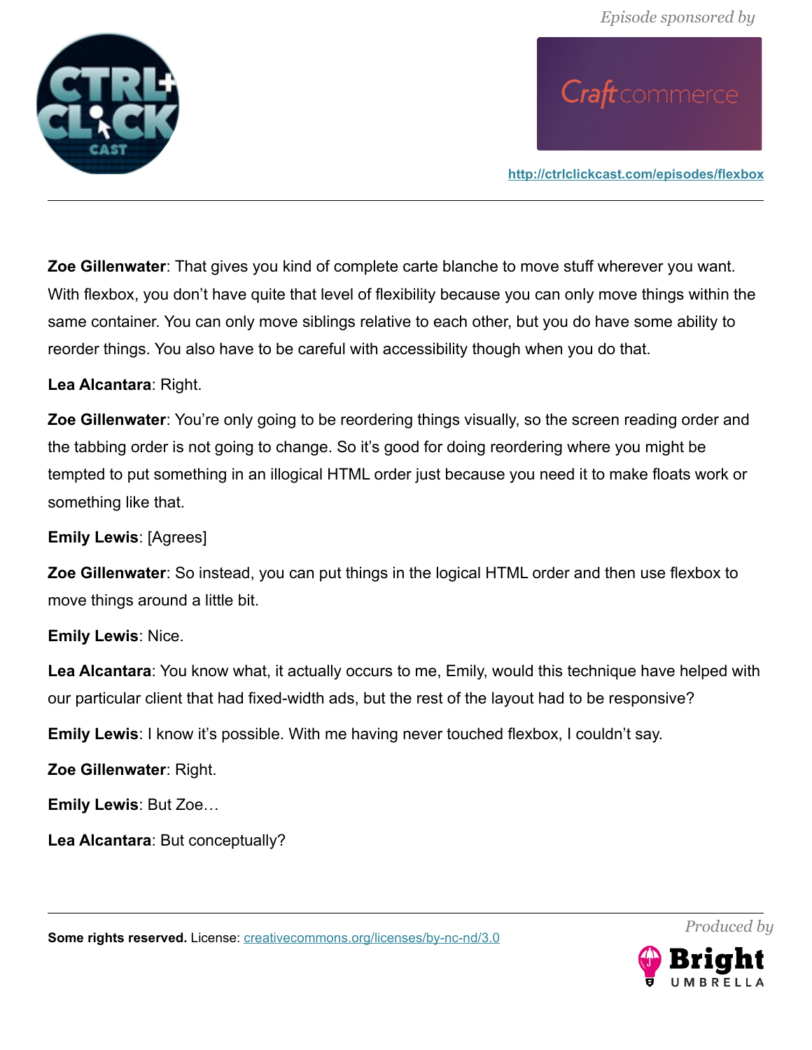**Zoe Gillenwater**: That gives you kind of complete carte blanche to move stuff wherever you want. With flexbox, you don't have quite that level of flexibility because you can only move things within the same container. You can only move siblings relative to each other, but you do have some ability to reorder things. You also have to be careful with accessibility though when you do that.

**Lea Alcantara**: Right.

**Zoe Gillenwater**: You're only going to be reordering things visually, so the screen reading order and the tabbing order is not going to change. So it's good for doing reordering where you might be tempted to put something in an illogical HTML order just because you need it to make floats work or something like that.

**Emily Lewis**: [Agrees]

**Zoe Gillenwater**: So instead, you can put things in the logical HTML order and then use flexbox to move things around a little bit.

**Emily Lewis**: Nice.

**Lea Alcantara**: You know what, it actually occurs to me, Emily, would this technique have helped with our particular client that had fixed-width ads, but the rest of the layout had to be responsive?

**Emily Lewis**: I know it's possible. With me having never touched flexbox, I couldn't say.

**Zoe Gillenwater**: Right.

**Emily Lewis**: But Zoe…

**Lea Alcantara**: But conceptually?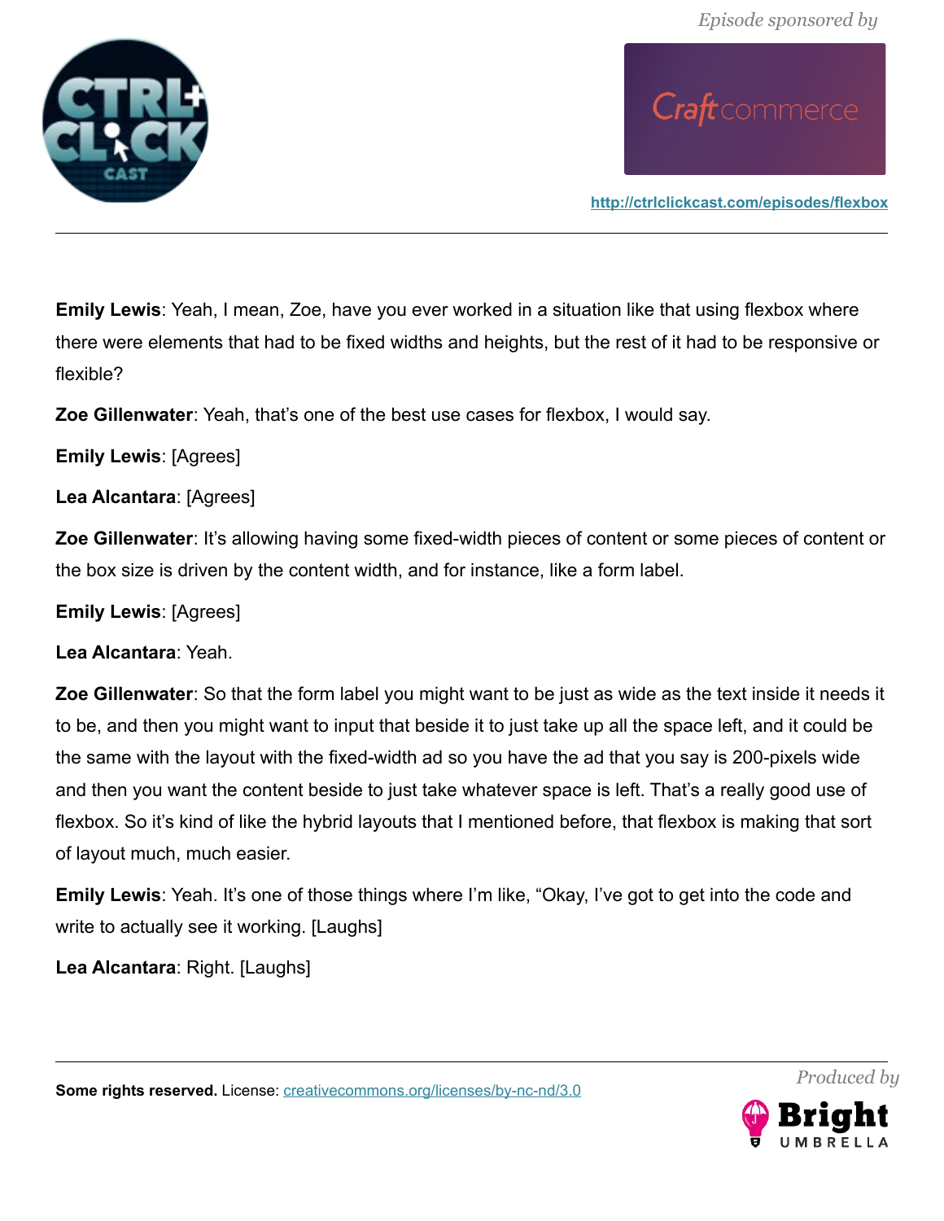**Emily Lewis**: Yeah, I mean, Zoe, have you ever worked in a situation like that using flexbox where there were elements that had to be fixed widths and heights, but the rest of it had to be responsive or flexible?

**Zoe Gillenwater**: Yeah, that's one of the best use cases for flexbox, I would say.

**Emily Lewis**: [Agrees]

**Lea Alcantara**: [Agrees]

**Zoe Gillenwater**: It's allowing having some fixed-width pieces of content or some pieces of content or the box size is driven by the content width, and for instance, like a form label.

**Emily Lewis**: [Agrees]

**Lea Alcantara**: Yeah.

**Zoe Gillenwater**: So that the form label you might want to be just as wide as the text inside it needs it to be, and then you might want to input that beside it to just take up all the space left, and it could be the same with the layout with the fixed-width ad so you have the ad that you say is 200-pixels wide and then you want the content beside to just take whatever space is left. That's a really good use of flexbox. So it's kind of like the hybrid layouts that I mentioned before, that flexbox is making that sort of layout much, much easier.

**Emily Lewis**: Yeah. It's one of those things where I'm like, "Okay, I've got to get into the code and write to actually see it working. [Laughs]

**Lea Alcantara**: Right. [Laughs]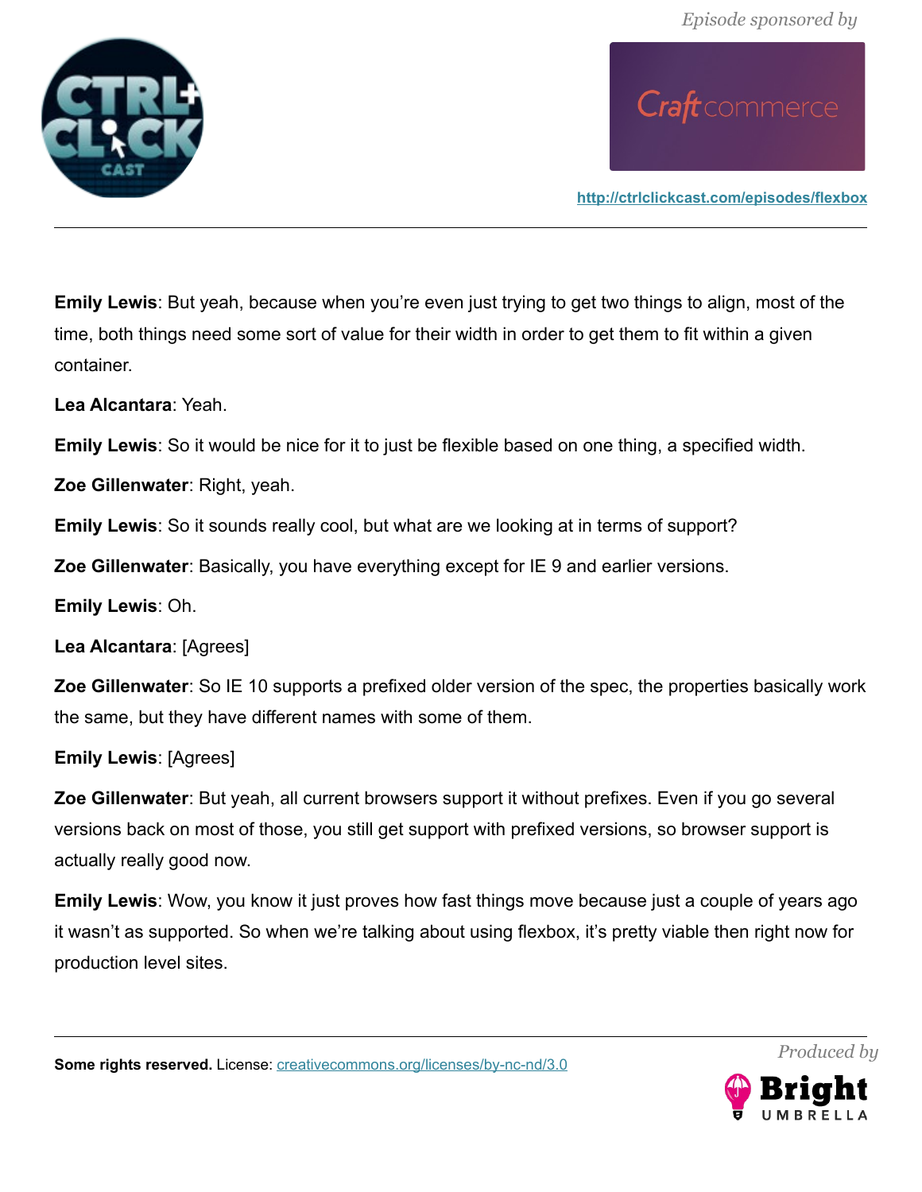**Emily Lewis**: But yeah, because when you're even just trying to get two things to align, most of the time, both things need some sort of value for their width in order to get them to fit within a given container.

**Lea Alcantara**: Yeah.

**Emily Lewis**: So it would be nice for it to just be flexible based on one thing, a specified width.

**Zoe Gillenwater**: Right, yeah.

**Emily Lewis**: So it sounds really cool, but what are we looking at in terms of support?

**Zoe Gillenwater**: Basically, you have everything except for IE 9 and earlier versions.

**Emily Lewis**: Oh.

**Lea Alcantara**: [Agrees]

**Zoe Gillenwater**: So IE 10 supports a prefixed older version of the spec, the properties basically work the same, but they have different names with some of them.

**Emily Lewis**: [Agrees]

**Zoe Gillenwater**: But yeah, all current browsers support it without prefixes. Even if you go several versions back on most of those, you still get support with prefixed versions, so browser support is actually really good now.

**Emily Lewis**: Wow, you know it just proves how fast things move because just a couple of years ago it wasn't as supported. So when we're talking about using flexbox, it's pretty viable then right now for production level sites.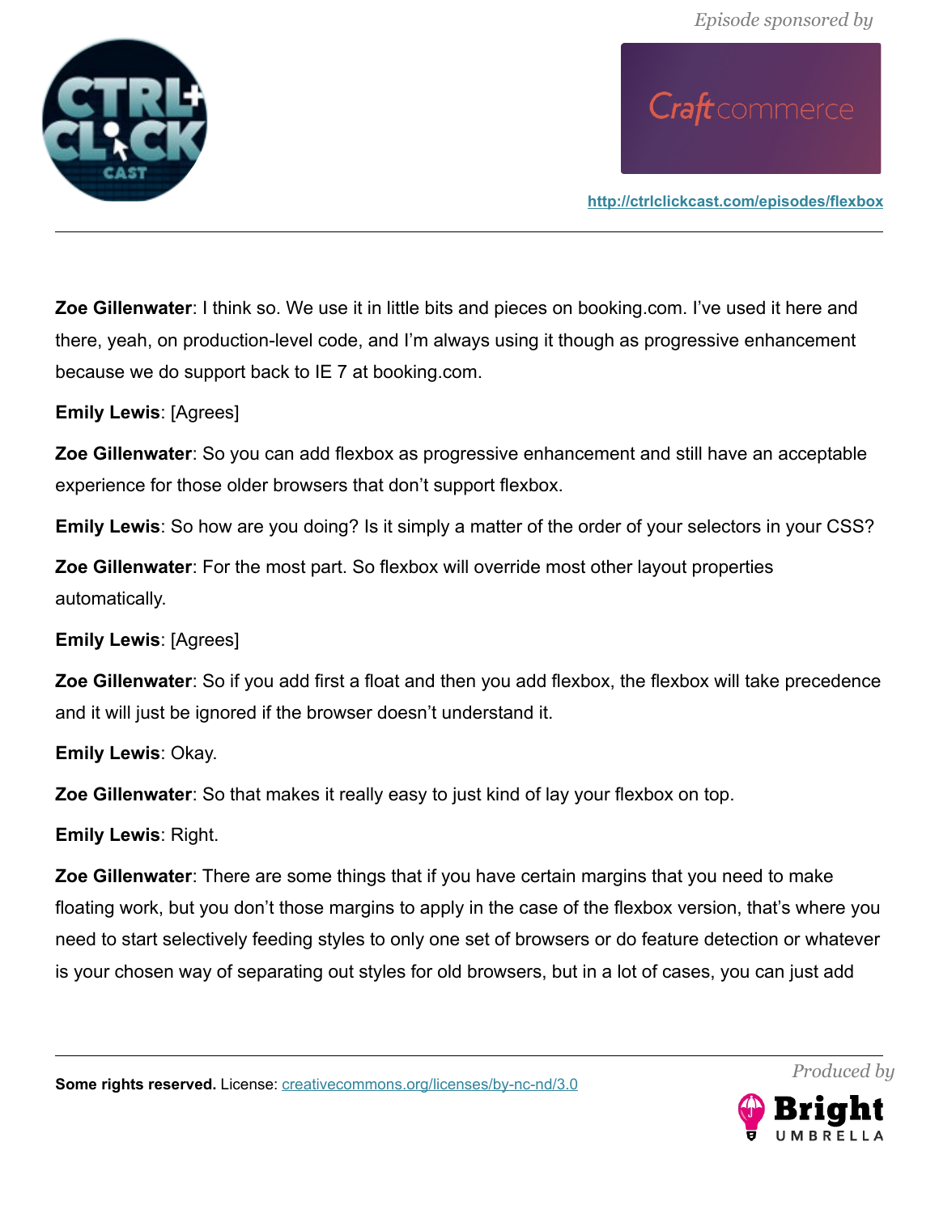**Zoe Gillenwater**: I think so. We use it in little bits and pieces on booking.com. I've used it here and there, yeah, on production-level code, and I'm always using it though as progressive enhancement because we do support back to IE 7 at booking.com.

**Emily Lewis**: [Agrees]

**Zoe Gillenwater**: So you can add flexbox as progressive enhancement and still have an acceptable experience for those older browsers that don't support flexbox.

**Emily Lewis**: So how are you doing? Is it simply a matter of the order of your selectors in your CSS?

**Zoe Gillenwater**: For the most part. So flexbox will override most other layout properties automatically.

**Emily Lewis**: [Agrees]

**Zoe Gillenwater**: So if you add first a float and then you add flexbox, the flexbox will take precedence and it will just be ignored if the browser doesn't understand it.

**Emily Lewis**: Okay.

**Zoe Gillenwater**: So that makes it really easy to just kind of lay your flexbox on top.

**Emily Lewis**: Right.

**Zoe Gillenwater**: There are some things that if you have certain margins that you need to make floating work, but you don't those margins to apply in the case of the flexbox version, that's where you need to start selectively feeding styles to only one set of browsers or do feature detection or whatever is your chosen way of separating out styles for old browsers, but in a lot of cases, you can just add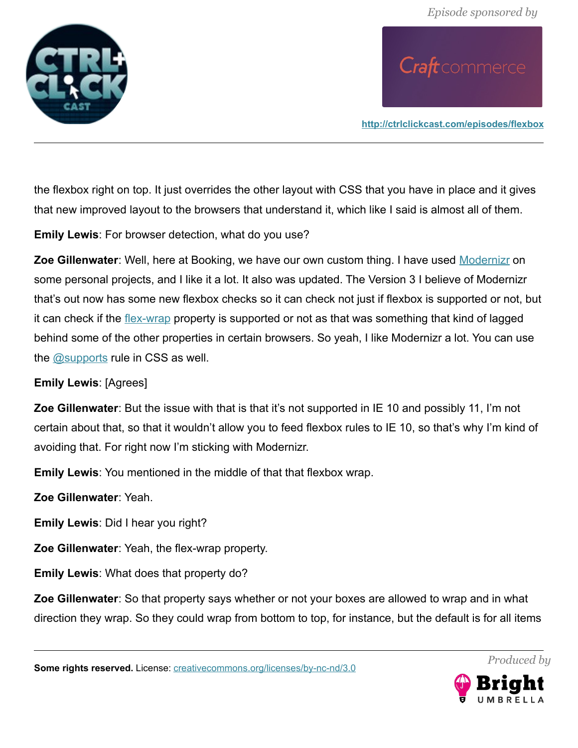the flexbox right on top. It just overrides the other layout with CSS that you have in place and it gives that new improved layout to the browsers that understand it, which like I said is almost all of them.

**Emily Lewis**: For browser detection, what do you use?

**Zoe Gillenwater**: Well, here at Booking, we have our own custom thing. I have used [Modernizr](#) on some personal projects, and I like it a lot. It also was updated. The Version 3 I believe of Modernizr that's out now has some new flexbox checks so it can check not just if flexbox is supported or not, but it can check if the [flex-wrap](#) property is supported or not as that was something that kind of lagged behind some of the other properties in certain browsers. So yeah, I like Modernizr a lot. You can use the [@supports](#) rule in CSS as well.

**Emily Lewis**: [Agrees]

**Zoe Gillenwater**: But the issue with that is that it's not supported in IE 10 and possibly 11, I'm not certain about that, so that it wouldn't allow you to feed flexbox rules to IE 10, so that's why I'm kind of avoiding that. For right now I'm sticking with Modernizr.

**Emily Lewis**: You mentioned in the middle of that that flexbox wrap.

**Zoe Gillenwater**: Yeah.

**Emily Lewis**: Did I hear you right?

**Zoe Gillenwater**: Yeah, the flex-wrap property.

**Emily Lewis**: What does that property do?

**Zoe Gillenwater**: So that property says whether or not your boxes are allowed to wrap and in what direction they wrap. So they could wrap from bottom to top, for instance, but the default is for all items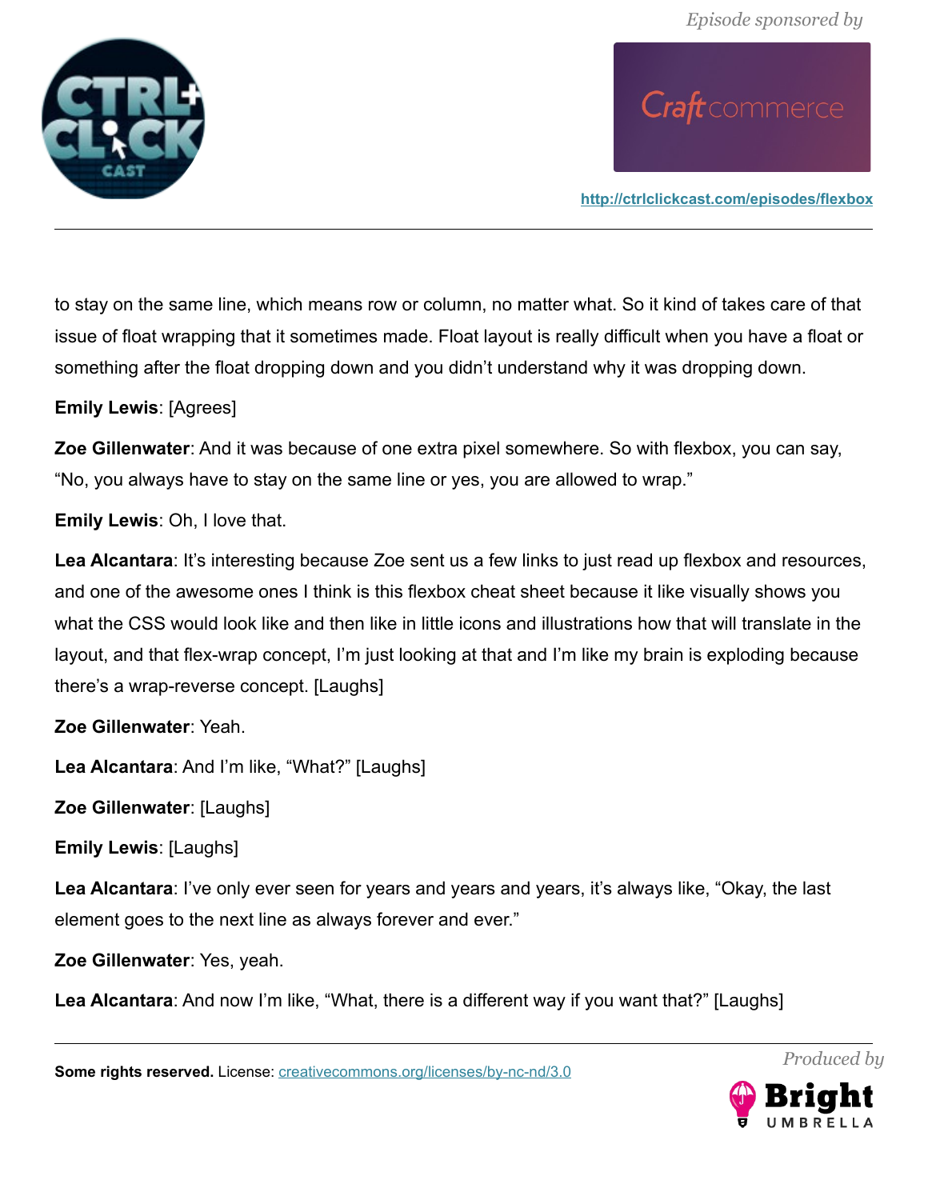to stay on the same line, which means row or column, no matter what. So it kind of takes care of that issue of float wrapping that it sometimes made. Float layout is really difficult when you have a float or something after the float dropping down and you didn't understand why it was dropping down.

**Emily Lewis**: [Agrees]

**Zoe Gillenwater**: And it was because of one extra pixel somewhere. So with flexbox, you can say, "No, you always have to stay on the same line or yes, you are allowed to wrap."

**Emily Lewis**: Oh, I love that.

**Lea Alcantara**: It's interesting because Zoe sent us a few links to just read up flexbox and resources, and one of the awesome ones I think is this flexbox cheat sheet because it like visually shows you what the CSS would look like and then like in little icons and illustrations how that will translate in the layout, and that flex-wrap concept, I'm just looking at that and I'm like my brain is exploding because there's a wrap-reverse concept. [Laughs]

**Zoe Gillenwater**: Yeah.

**Lea Alcantara**: And I'm like, "What?" [Laughs]

**Zoe Gillenwater**: [Laughs]

**Emily Lewis**: [Laughs]

**Lea Alcantara**: I've only ever seen for years and years and years, it's always like, "Okay, the last element goes to the next line as always forever and ever."

**Zoe Gillenwater**: Yes, yeah.

**Lea Alcantara**: And now I'm like, "What, there is a different way if you want that?" [Laughs]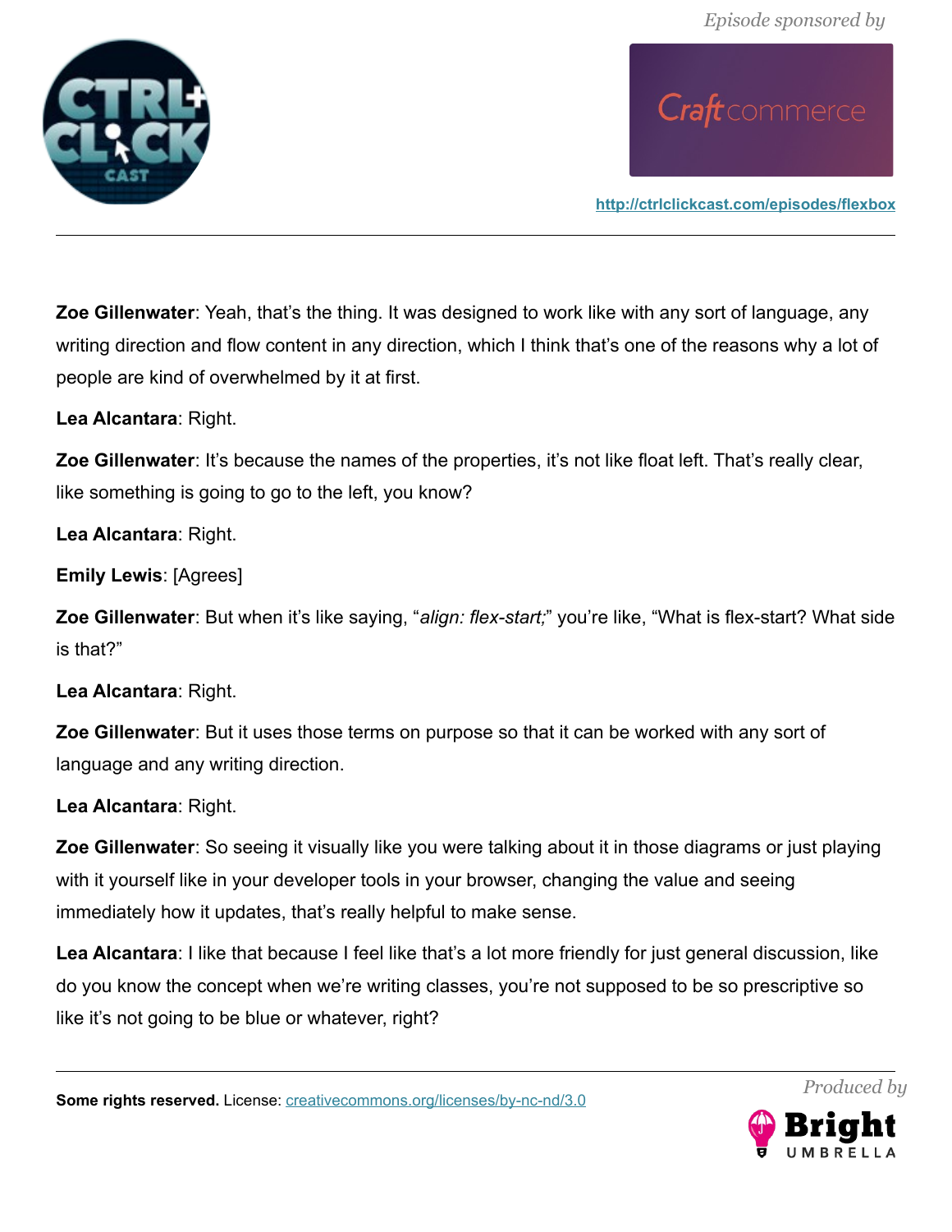**Zoe Gillenwater**: Yeah, that's the thing. It was designed to work like with any sort of language, any writing direction and flow content in any direction, which I think that's one of the reasons why a lot of people are kind of overwhelmed by it at first.

**Lea Alcantara**: Right.

**Zoe Gillenwater**: It's because the names of the properties, it's not like float left. That's really clear, like something is going to go to the left, you know?

**Lea Alcantara**: Right.

**Emily Lewis**: [Agrees]

**Zoe Gillenwater**: But when it's like saying, "*align: flex-start;*" you're like, "What is flex-start? What side is that?"

**Lea Alcantara**: Right.

**Zoe Gillenwater**: But it uses those terms on purpose so that it can be worked with any sort of language and any writing direction.

**Lea Alcantara**: Right.

**Zoe Gillenwater**: So seeing it visually like you were talking about it in those diagrams or just playing with it yourself like in your developer tools in your browser, changing the value and seeing immediately how it updates, that's really helpful to make sense.

**Lea Alcantara**: I like that because I feel like that's a lot more friendly for just general discussion, like do you know the concept when we're writing classes, you're not supposed to be so prescriptive so like it's not going to be blue or whatever, right?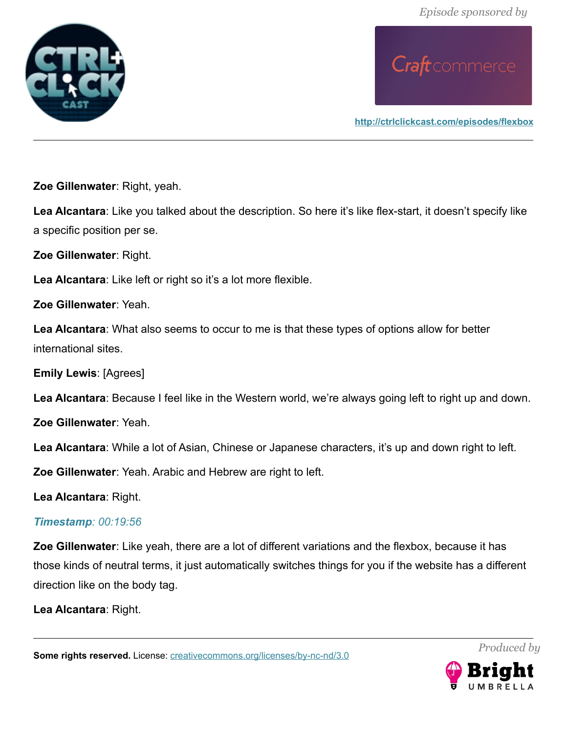**Zoe Gillenwater**: Right, yeah.

**Lea Alcantara**: Like you talked about the description. So here it's like flex-start, it doesn't specify like a specific position per se.

**Zoe Gillenwater**: Right.

**Lea Alcantara**: Like left or right so it's a lot more flexible.

**Zoe Gillenwater**: Yeah.

**Lea Alcantara**: What also seems to occur to me is that these types of options allow for better international sites.

**Emily Lewis**: [Agrees]

**Lea Alcantara**: Because I feel like in the Western world, we're always going left to right up and down.

**Zoe Gillenwater**: Yeah.

**Lea Alcantara**: While a lot of Asian, Chinese or Japanese characters, it's up and down right to left.

**Zoe Gillenwater**: Yeah. Arabic and Hebrew are right to left.

**Lea Alcantara**: Right.

***Timestamp**: 00:19:56*

**Zoe Gillenwater**: Like yeah, there are a lot of different variations and the flexbox, because it has those kinds of neutral terms, it just automatically switches things for you if the website has a different direction like on the body tag.

**Lea Alcantara**: Right.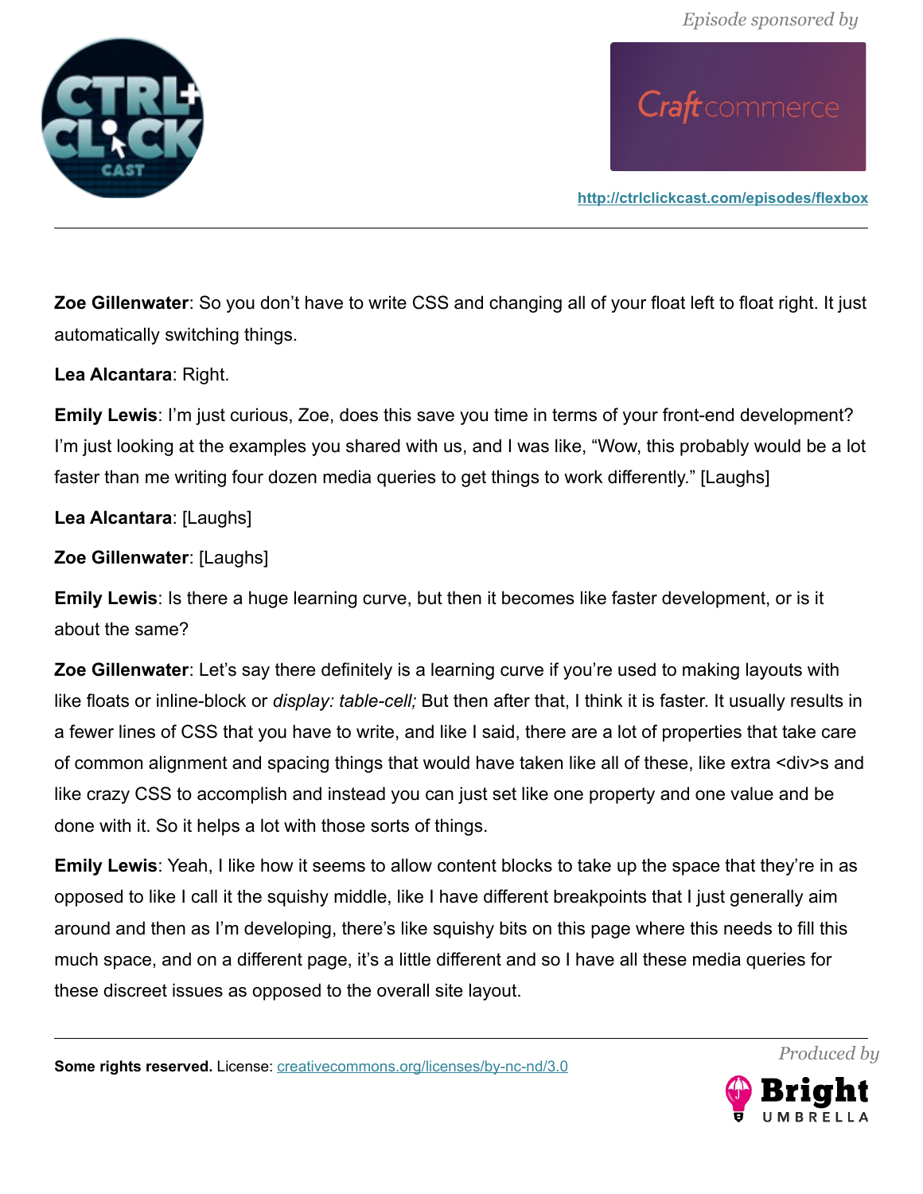**Zoe Gillenwater**: So you don't have to write CSS and changing all of your float left to float right. It just automatically switching things.

**Lea Alcantara**: Right.

**Emily Lewis**: I'm just curious, Zoe, does this save you time in terms of your front-end development? I'm just looking at the examples you shared with us, and I was like, "Wow, this probably would be a lot faster than me writing four dozen media queries to get things to work differently." [Laughs]

**Lea Alcantara**: [Laughs]

**Zoe Gillenwater**: [Laughs]

**Emily Lewis**: Is there a huge learning curve, but then it becomes like faster development, or is it about the same?

**Zoe Gillenwater**: Let's say there definitely is a learning curve if you're used to making layouts with like floats or inline-block or *display: table-cell;* But then after that, I think it is faster. It usually results in a fewer lines of CSS that you have to write, and like I said, there are a lot of properties that take care of common alignment and spacing things that would have taken like all of these, like extra <div>s and like crazy CSS to accomplish and instead you can just set like one property and one value and be done with it. So it helps a lot with those sorts of things.

**Emily Lewis**: Yeah, I like how it seems to allow content blocks to take up the space that they're in as opposed to like I call it the squishy middle, like I have different breakpoints that I just generally aim around and then as I'm developing, there's like squishy bits on this page where this needs to fill this much space, and on a different page, it's a little different and so I have all these media queries for these discreet issues as opposed to the overall site layout.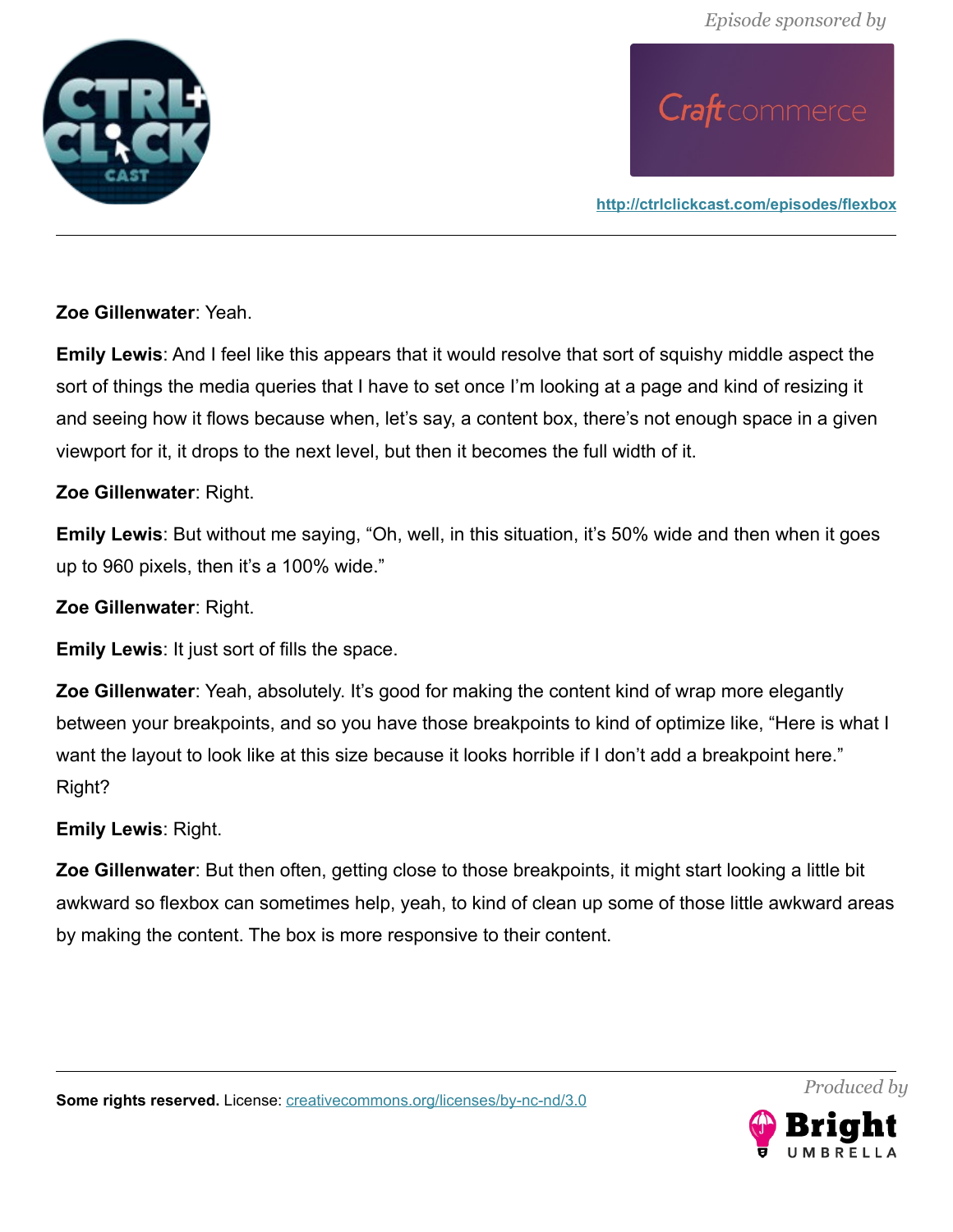**Zoe Gillenwater**: Yeah.

**Emily Lewis**: And I feel like this appears that it would resolve that sort of squishy middle aspect the sort of things the media queries that I have to set once I'm looking at a page and kind of resizing it and seeing how it flows because when, let's say, a content box, there's not enough space in a given viewport for it, it drops to the next level, but then it becomes the full width of it.

**Zoe Gillenwater**: Right.

**Emily Lewis**: But without me saying, "Oh, well, in this situation, it's 50% wide and then when it goes up to 960 pixels, then it's a 100% wide."

**Zoe Gillenwater**: Right.

**Emily Lewis**: It just sort of fills the space.

**Zoe Gillenwater**: Yeah, absolutely. It's good for making the content kind of wrap more elegantly between your breakpoints, and so you have those breakpoints to kind of optimize like, "Here is what I want the layout to look like at this size because it looks horrible if I don't add a breakpoint here." Right?

**Emily Lewis**: Right.

**Zoe Gillenwater**: But then often, getting close to those breakpoints, it might start looking a little bit awkward so flexbox can sometimes help, yeah, to kind of clean up some of those little awkward areas by making the content. The box is more responsive to their content.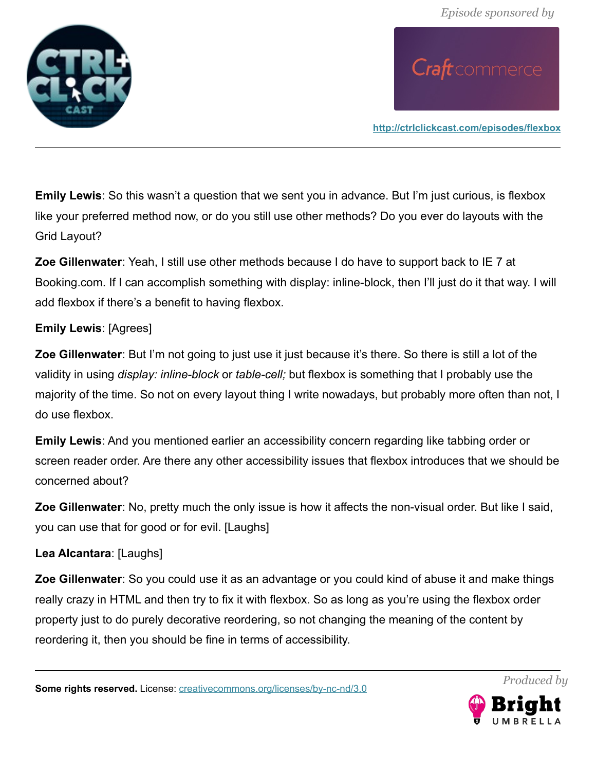**Emily Lewis**: So this wasn't a question that we sent you in advance. But I'm just curious, is flexbox like your preferred method now, or do you still use other methods? Do you ever do layouts with the Grid Layout?

**Zoe Gillenwater**: Yeah, I still use other methods because I do have to support back to IE 7 at Booking.com. If I can accomplish something with display: inline-block, then I'll just do it that way. I will add flexbox if there's a benefit to having flexbox.

**Emily Lewis**: [Agrees]

**Zoe Gillenwater**: But I'm not going to just use it just because it's there. So there is still a lot of the validity in using *display: inline-block* or *table-cell;* but flexbox is something that I probably use the majority of the time. So not on every layout thing I write nowadays, but probably more often than not, I do use flexbox.

**Emily Lewis**: And you mentioned earlier an accessibility concern regarding like tabbing order or screen reader order. Are there any other accessibility issues that flexbox introduces that we should be concerned about?

**Zoe Gillenwater**: No, pretty much the only issue is how it affects the non-visual order. But like I said, you can use that for good or for evil. [Laughs]

**Lea Alcantara**: [Laughs]

**Zoe Gillenwater**: So you could use it as an advantage or you could kind of abuse it and make things really crazy in HTML and then try to fix it with flexbox. So as long as you're using the flexbox order property just to do purely decorative reordering, so not changing the meaning of the content by reordering it, then you should be fine in terms of accessibility.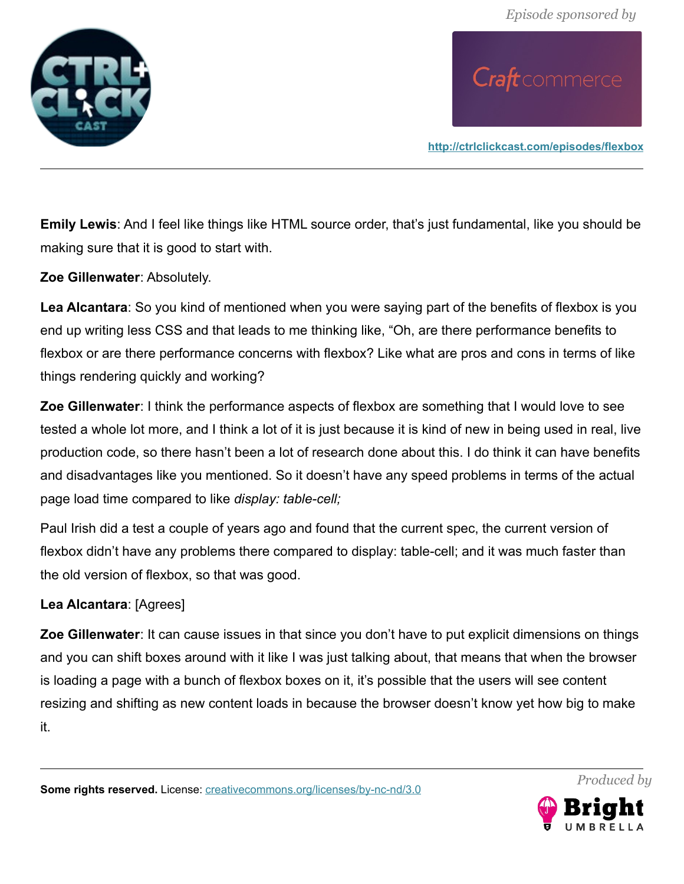**Emily Lewis**: And I feel like things like HTML source order, that's just fundamental, like you should be making sure that it is good to start with.

**Zoe Gillenwater**: Absolutely.

**Lea Alcantara**: So you kind of mentioned when you were saying part of the benefits of flexbox is you end up writing less CSS and that leads to me thinking like, "Oh, are there performance benefits to flexbox or are there performance concerns with flexbox? Like what are pros and cons in terms of like things rendering quickly and working?

**Zoe Gillenwater**: I think the performance aspects of flexbox are something that I would love to see tested a whole lot more, and I think a lot of it is just because it is kind of new in being used in real, live production code, so there hasn't been a lot of research done about this. I do think it can have benefits and disadvantages like you mentioned. So it doesn't have any speed problems in terms of the actual page load time compared to like *display: table-cell;*

Paul Irish did a test a couple of years ago and found that the current spec, the current version of flexbox didn't have any problems there compared to display: table-cell; and it was much faster than the old version of flexbox, so that was good.

**Lea Alcantara**: [Agrees]

**Zoe Gillenwater**: It can cause issues in that since you don't have to put explicit dimensions on things and you can shift boxes around with it like I was just talking about, that means that when the browser is loading a page with a bunch of flexbox boxes on it, it's possible that the users will see content resizing and shifting as new content loads in because the browser doesn't know yet how big to make it.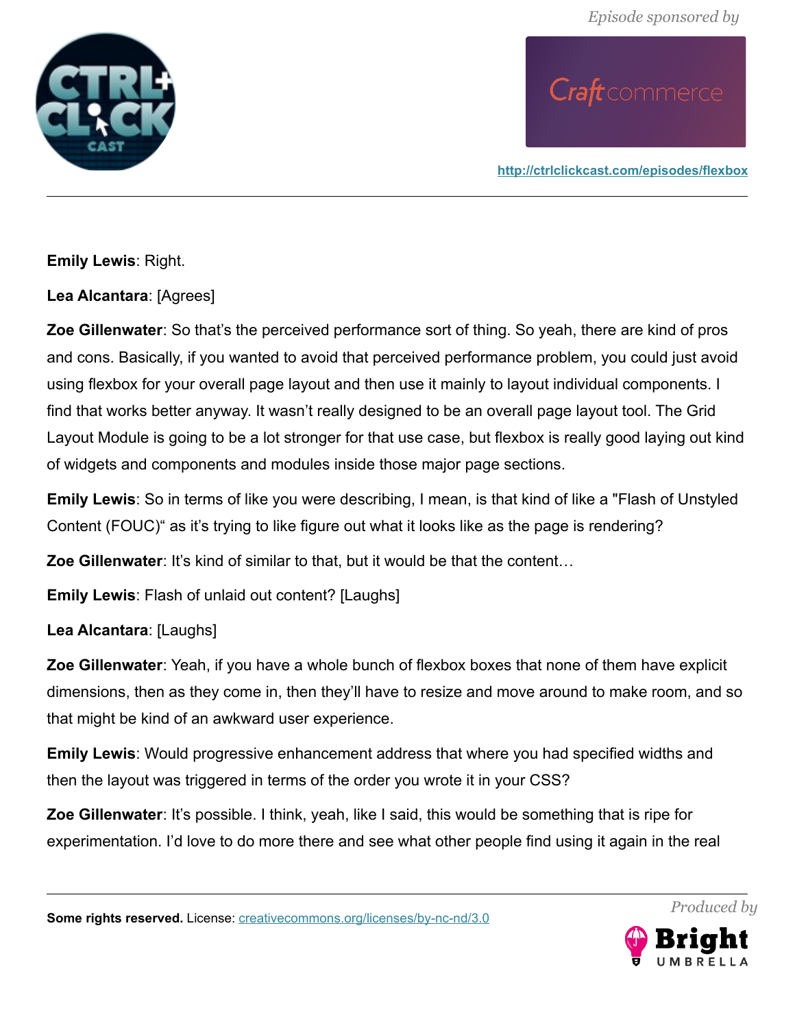**Emily Lewis**: Right.

**Lea Alcantara**: [Agrees]

**Zoe Gillenwater**: So that's the perceived performance sort of thing. So yeah, there are kind of pros and cons. Basically, if you wanted to avoid that perceived performance problem, you could just avoid using flexbox for your overall page layout and then use it mainly to layout individual components. I find that works better anyway. It wasn't really designed to be an overall page layout tool. The Grid Layout Module is going to be a lot stronger for that use case, but flexbox is really good laying out kind of widgets and components and modules inside those major page sections.

**Emily Lewis**: So in terms of like you were describing, I mean, is that kind of like a "Flash of Unstyled Content (FOUC)" as it's trying to like figure out what it looks like as the page is rendering?

**Zoe Gillenwater**: It's kind of similar to that, but it would be that the content…

**Emily Lewis**: Flash of unlaid out content? [Laughs]

**Lea Alcantara**: [Laughs]

**Zoe Gillenwater**: Yeah, if you have a whole bunch of flexbox boxes that none of them have explicit dimensions, then as they come in, then they'll have to resize and move around to make room, and so that might be kind of an awkward user experience.

**Emily Lewis**: Would progressive enhancement address that where you had specified widths and then the layout was triggered in terms of the order you wrote it in your CSS?

**Zoe Gillenwater**: It's possible. I think, yeah, like I said, this would be something that is ripe for experimentation. I'd love to do more there and see what other people find using it again in the real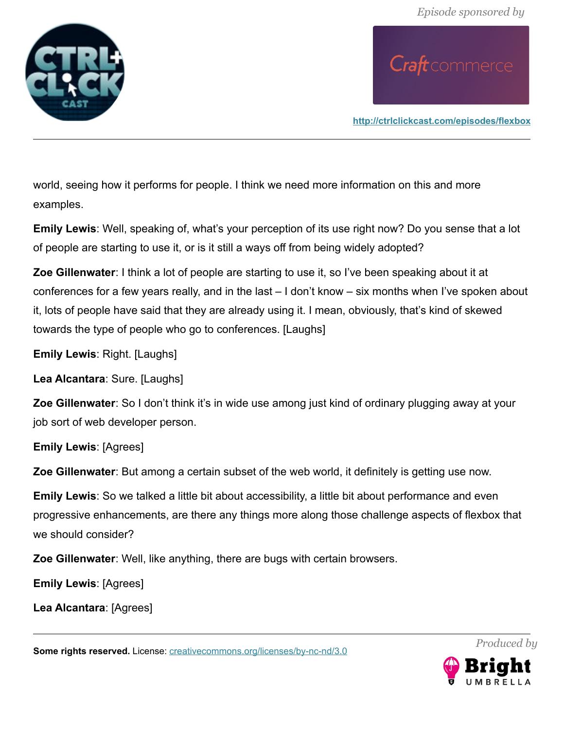world, seeing how it performs for people. I think we need more information on this and more examples.

**Emily Lewis**: Well, speaking of, what's your perception of its use right now? Do you sense that a lot of people are starting to use it, or is it still a ways off from being widely adopted?

**Zoe Gillenwater**: I think a lot of people are starting to use it, so I've been speaking about it at conferences for a few years really, and in the last – I don't know – six months when I've spoken about it, lots of people have said that they are already using it. I mean, obviously, that's kind of skewed towards the type of people who go to conferences. [Laughs]

**Emily Lewis**: Right. [Laughs]

**Lea Alcantara**: Sure. [Laughs]

**Zoe Gillenwater**: So I don't think it's in wide use among just kind of ordinary plugging away at your job sort of web developer person.

**Emily Lewis**: [Agrees]

**Zoe Gillenwater**: But among a certain subset of the web world, it definitely is getting use now.

**Emily Lewis**: So we talked a little bit about accessibility, a little bit about performance and even progressive enhancements, are there any things more along those challenge aspects of flexbox that we should consider?

**Zoe Gillenwater**: Well, like anything, there are bugs with certain browsers.

**Emily Lewis**: [Agrees]

**Lea Alcantara**: [Agrees]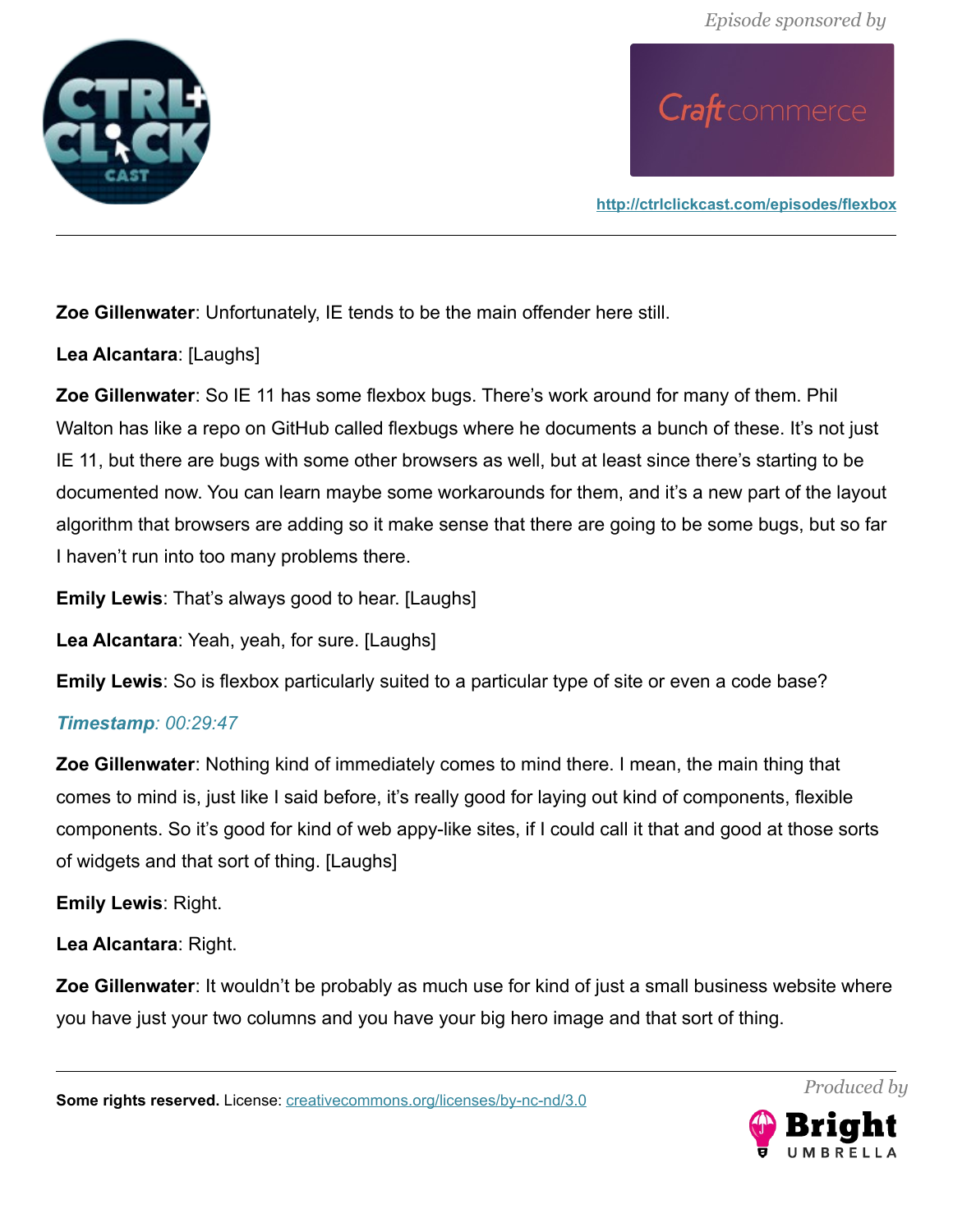**Zoe Gillenwater**: Unfortunately, IE tends to be the main offender here still.

**Lea Alcantara**: [Laughs]

**Zoe Gillenwater**: So IE 11 has some flexbox bugs. There's work around for many of them. Phil Walton has like a repo on GitHub called flexbugs where he documents a bunch of these. It's not just IE 11, but there are bugs with some other browsers as well, but at least since there's starting to be documented now. You can learn maybe some workarounds for them, and it's a new part of the layout algorithm that browsers are adding so it make sense that there are going to be some bugs, but so far I haven't run into too many problems there.

**Emily Lewis**: That's always good to hear. [Laughs]

**Lea Alcantara**: Yeah, yeah, for sure. [Laughs]

**Emily Lewis**: So is flexbox particularly suited to a particular type of site or even a code base?

***Timestamp**: 00:29:47*

**Zoe Gillenwater**: Nothing kind of immediately comes to mind there. I mean, the main thing that comes to mind is, just like I said before, it's really good for laying out kind of components, flexible components. So it's good for kind of web appy-like sites, if I could call it that and good at those sorts of widgets and that sort of thing. [Laughs]

**Emily Lewis**: Right.

**Lea Alcantara**: Right.

**Zoe Gillenwater**: It wouldn't be probably as much use for kind of just a small business website where you have just your two columns and you have your big hero image and that sort of thing.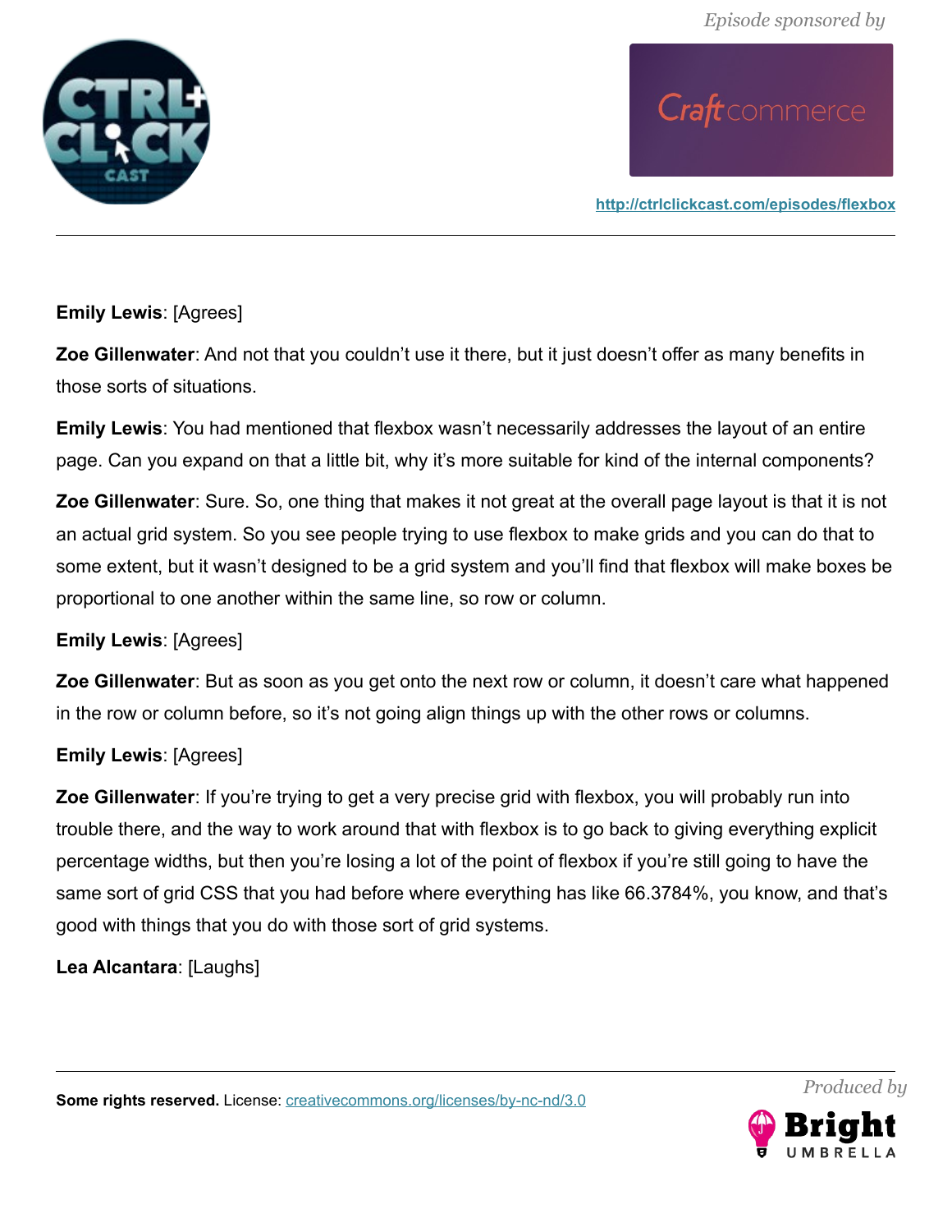**Emily Lewis**: [Agrees]

**Zoe Gillenwater**: And not that you couldn't use it there, but it just doesn't offer as many benefits in those sorts of situations.

**Emily Lewis**: You had mentioned that flexbox wasn't necessarily addresses the layout of an entire page. Can you expand on that a little bit, why it's more suitable for kind of the internal components?

**Zoe Gillenwater**: Sure. So, one thing that makes it not great at the overall page layout is that it is not an actual grid system. So you see people trying to use flexbox to make grids and you can do that to some extent, but it wasn't designed to be a grid system and you'll find that flexbox will make boxes be proportional to one another within the same line, so row or column.

**Emily Lewis**: [Agrees]

**Zoe Gillenwater**: But as soon as you get onto the next row or column, it doesn't care what happened in the row or column before, so it's not going align things up with the other rows or columns.

**Emily Lewis**: [Agrees]

**Zoe Gillenwater**: If you're trying to get a very precise grid with flexbox, you will probably run into trouble there, and the way to work around that with flexbox is to go back to giving everything explicit percentage widths, but then you're losing a lot of the point of flexbox if you're still going to have the same sort of grid CSS that you had before where everything has like 66.3784%, you know, and that's good with things that you do with those sort of grid systems.

**Lea Alcantara**: [Laughs]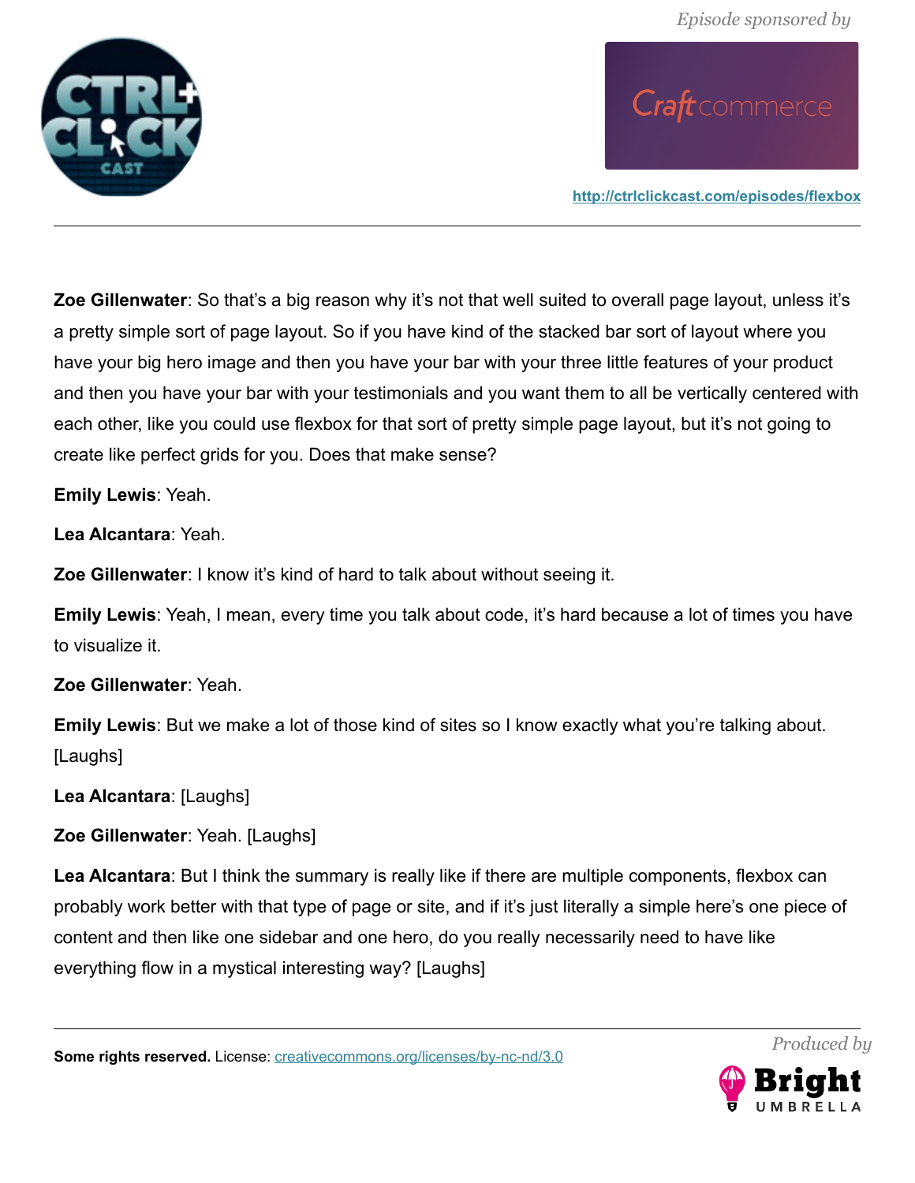**Zoe Gillenwater**: So that's a big reason why it's not that well suited to overall page layout, unless it's a pretty simple sort of page layout. So if you have kind of the stacked bar sort of layout where you have your big hero image and then you have your bar with your three little features of your product and then you have your bar with your testimonials and you want them to all be vertically centered with each other, like you could use flexbox for that sort of pretty simple page layout, but it's not going to create like perfect grids for you. Does that make sense?

**Emily Lewis**: Yeah.

**Lea Alcantara**: Yeah.

**Zoe Gillenwater**: I know it's kind of hard to talk about without seeing it.

**Emily Lewis**: Yeah, I mean, every time you talk about code, it's hard because a lot of times you have to visualize it.

**Zoe Gillenwater**: Yeah.

**Emily Lewis**: But we make a lot of those kind of sites so I know exactly what you're talking about. [Laughs]

**Lea Alcantara**: [Laughs]

**Zoe Gillenwater**: Yeah. [Laughs]

**Lea Alcantara**: But I think the summary is really like if there are multiple components, flexbox can probably work better with that type of page or site, and if it's just literally a simple here's one piece of content and then like one sidebar and one hero, do you really necessarily need to have like everything flow in a mystical interesting way? [Laughs]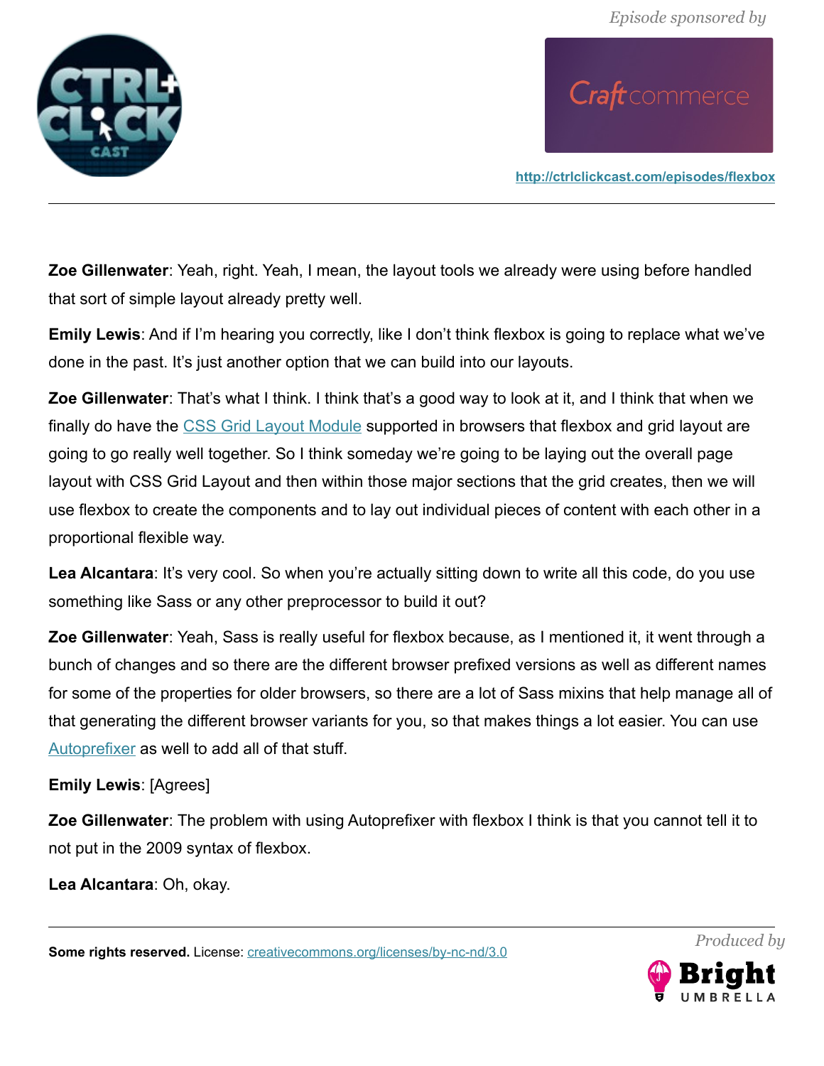**Zoe Gillenwater**: Yeah, right. Yeah, I mean, the layout tools we already were using before handled that sort of simple layout already pretty well.

**Emily Lewis**: And if I'm hearing you correctly, like I don't think flexbox is going to replace what we've done in the past. It's just another option that we can build into our layouts.

**Zoe Gillenwater**: That's what I think. I think that's a good way to look at it, and I think that when we finally do have the CSS Grid Layout Module supported in browsers that flexbox and grid layout are going to go really well together. So I think someday we're going to be laying out the overall page layout with CSS Grid Layout and then within those major sections that the grid creates, then we will use flexbox to create the components and to lay out individual pieces of content with each other in a proportional flexible way.

**Lea Alcantara**: It's very cool. So when you're actually sitting down to write all this code, do you use something like Sass or any other preprocessor to build it out?

**Zoe Gillenwater**: Yeah, Sass is really useful for flexbox because, as I mentioned it, it went through a bunch of changes and so there are the different browser prefixed versions as well as different names for some of the properties for older browsers, so there are a lot of Sass mixins that help manage all of that generating the different browser variants for you, so that makes things a lot easier. You can use Autoprefixer as well to add all of that stuff.

**Emily Lewis**: [Agrees]

**Zoe Gillenwater**: The problem with using Autoprefixer with flexbox I think is that you cannot tell it to not put in the 2009 syntax of flexbox.

**Lea Alcantara**: Oh, okay.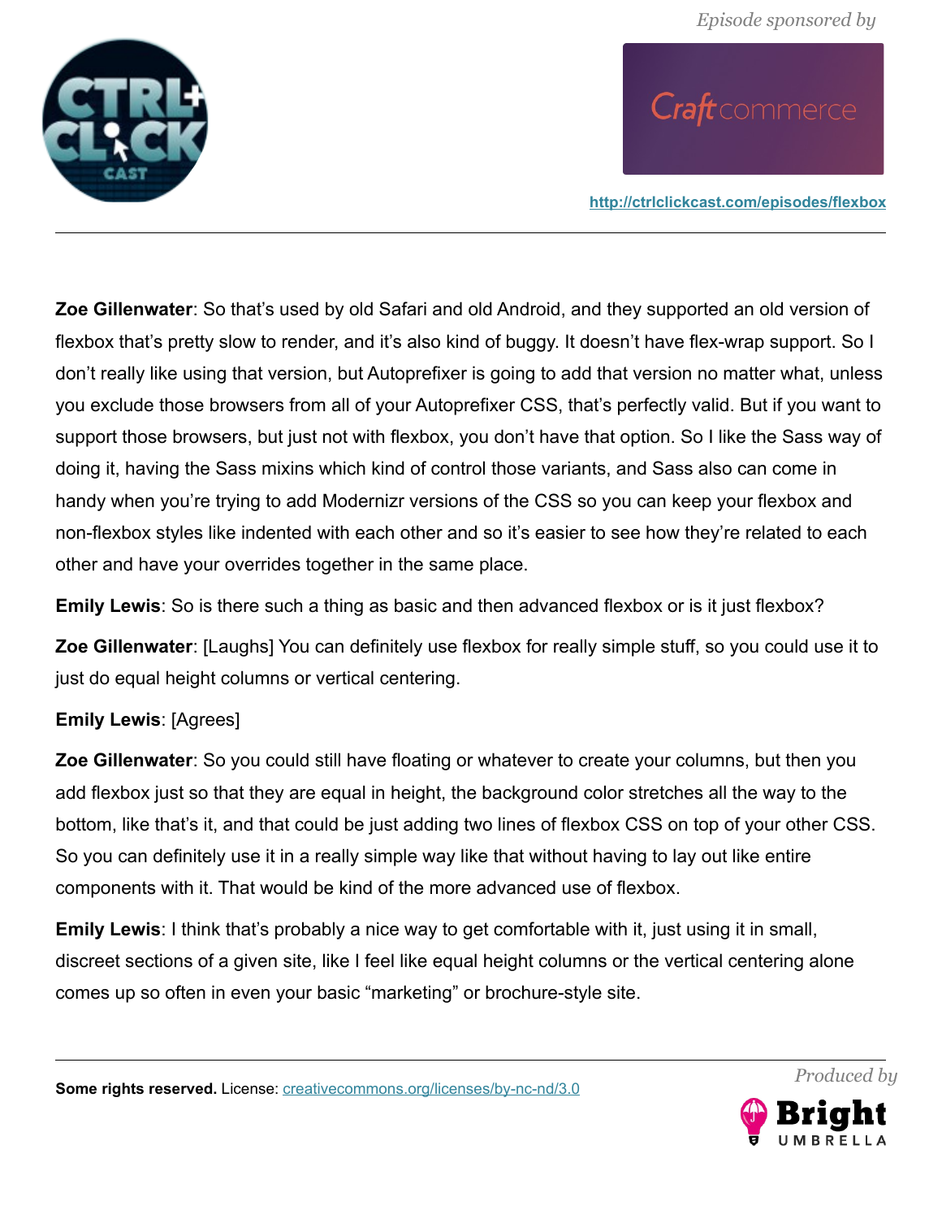**Zoe Gillenwater**: So that's used by old Safari and old Android, and they supported an old version of flexbox that's pretty slow to render, and it's also kind of buggy. It doesn't have flex-wrap support. So I don't really like using that version, but Autoprefixer is going to add that version no matter what, unless you exclude those browsers from all of your Autoprefixer CSS, that's perfectly valid. But if you want to support those browsers, but just not with flexbox, you don't have that option. So I like the Sass way of doing it, having the Sass mixins which kind of control those variants, and Sass also can come in handy when you're trying to add Modernizr versions of the CSS so you can keep your flexbox and non-flexbox styles like indented with each other and so it's easier to see how they're related to each other and have your overrides together in the same place.

**Emily Lewis**: So is there such a thing as basic and then advanced flexbox or is it just flexbox?

**Zoe Gillenwater**: [Laughs] You can definitely use flexbox for really simple stuff, so you could use it to just do equal height columns or vertical centering.

**Emily Lewis**: [Agrees]

**Zoe Gillenwater**: So you could still have floating or whatever to create your columns, but then you add flexbox just so that they are equal in height, the background color stretches all the way to the bottom, like that's it, and that could be just adding two lines of flexbox CSS on top of your other CSS. So you can definitely use it in a really simple way like that without having to lay out like entire components with it. That would be kind of the more advanced use of flexbox.

**Emily Lewis**: I think that's probably a nice way to get comfortable with it, just using it in small, discreet sections of a given site, like I feel like equal height columns or the vertical centering alone comes up so often in even your basic "marketing" or brochure-style site.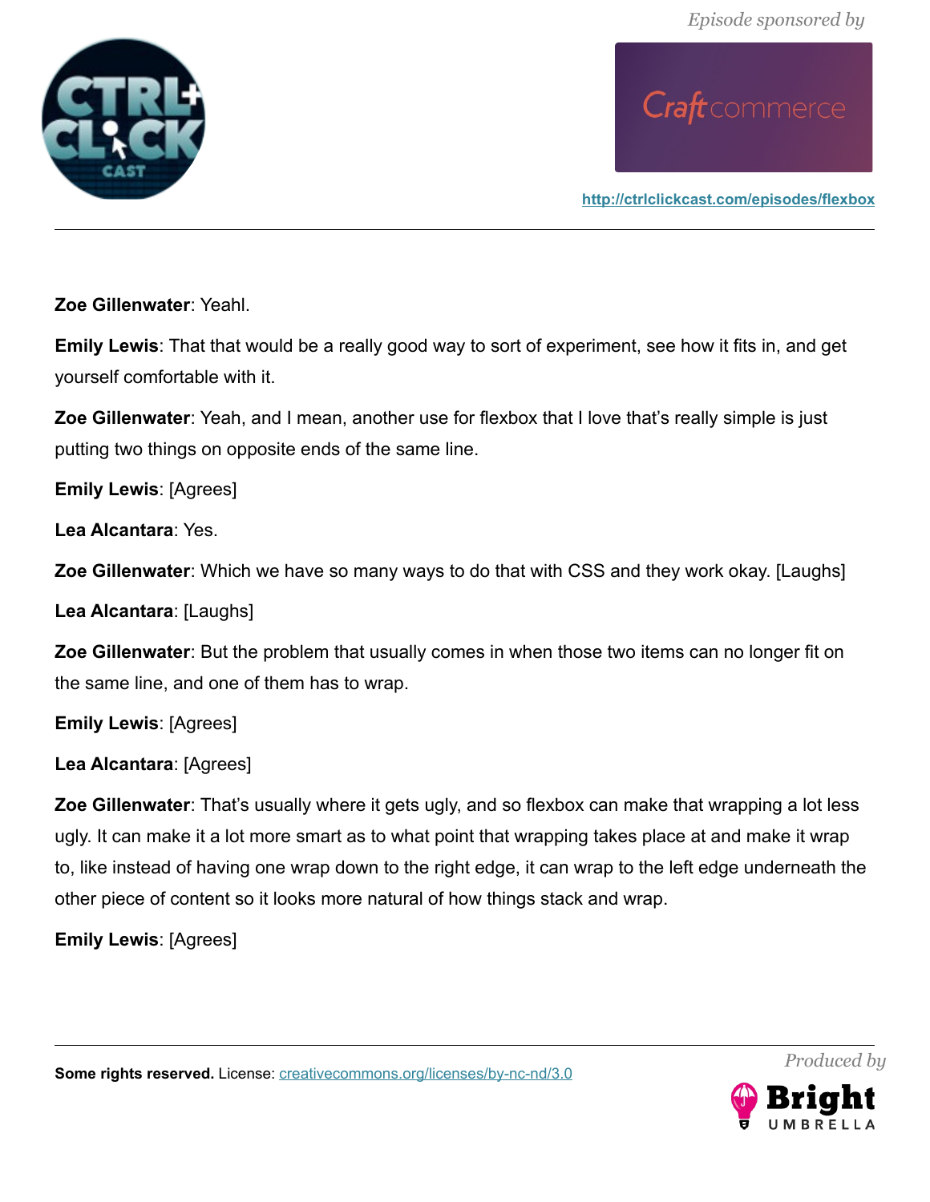**Zoe Gillenwater**: Yeahl.

**Emily Lewis**: That that would be a really good way to sort of experiment, see how it fits in, and get yourself comfortable with it.

**Zoe Gillenwater**: Yeah, and I mean, another use for flexbox that I love that's really simple is just putting two things on opposite ends of the same line.

**Emily Lewis**: [Agrees]

**Lea Alcantara**: Yes.

**Zoe Gillenwater**: Which we have so many ways to do that with CSS and they work okay. [Laughs]

**Lea Alcantara**: [Laughs]

**Zoe Gillenwater**: But the problem that usually comes in when those two items can no longer fit on the same line, and one of them has to wrap.

**Emily Lewis**: [Agrees]

**Lea Alcantara**: [Agrees]

**Zoe Gillenwater**: That's usually where it gets ugly, and so flexbox can make that wrapping a lot less ugly. It can make it a lot more smart as to what point that wrapping takes place at and make it wrap to, like instead of having one wrap down to the right edge, it can wrap to the left edge underneath the other piece of content so it looks more natural of how things stack and wrap.

**Emily Lewis**: [Agrees]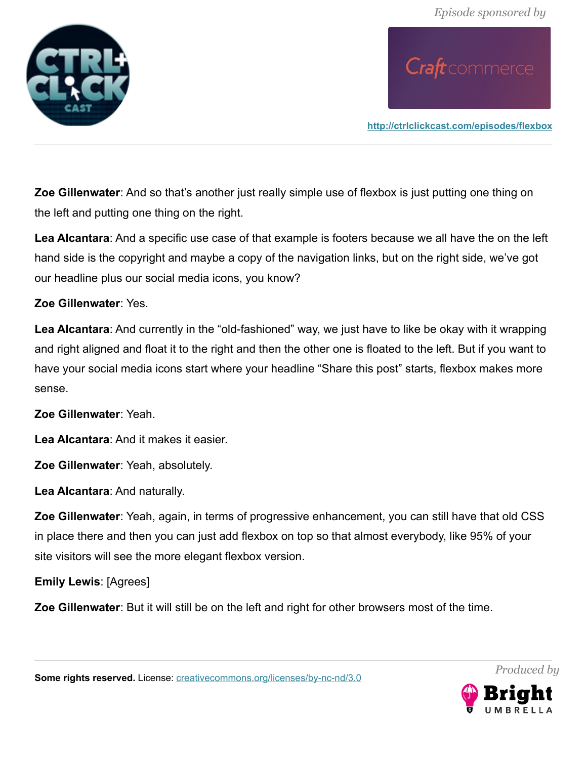**Zoe Gillenwater**: And so that's another just really simple use of flexbox is just putting one thing on the left and putting one thing on the right.

**Lea Alcantara**: And a specific use case of that example is footers because we all have the on the left hand side is the copyright and maybe a copy of the navigation links, but on the right side, we've got our headline plus our social media icons, you know?

**Zoe Gillenwater**: Yes.

**Lea Alcantara**: And currently in the "old-fashioned" way, we just have to like be okay with it wrapping and right aligned and float it to the right and then the other one is floated to the left. But if you want to have your social media icons start where your headline "Share this post" starts, flexbox makes more sense.

**Zoe Gillenwater**: Yeah.

**Lea Alcantara**: And it makes it easier.

**Zoe Gillenwater**: Yeah, absolutely.

**Lea Alcantara**: And naturally.

**Zoe Gillenwater**: Yeah, again, in terms of progressive enhancement, you can still have that old CSS in place there and then you can just add flexbox on top so that almost everybody, like 95% of your site visitors will see the more elegant flexbox version.

**Emily Lewis**: [Agrees]

**Zoe Gillenwater**: But it will still be on the left and right for other browsers most of the time.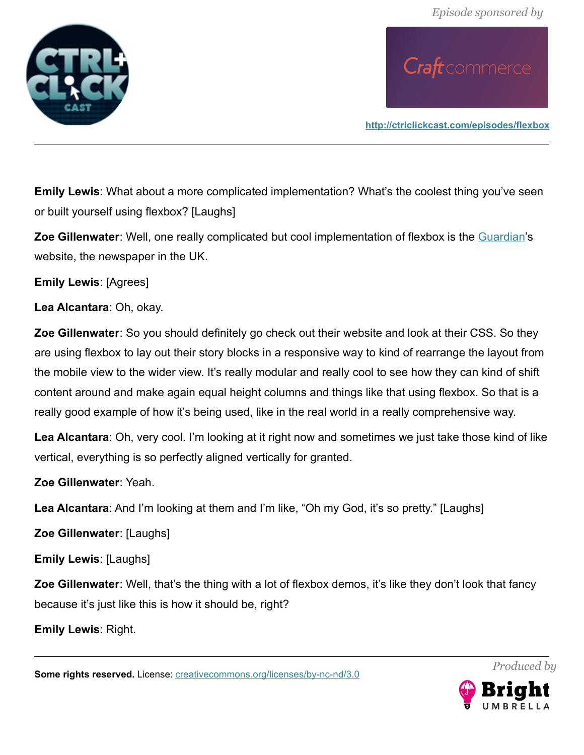**Emily Lewis**: What about a more complicated implementation? What's the coolest thing you've seen or built yourself using flexbox? [Laughs]

**Zoe Gillenwater**: Well, one really complicated but cool implementation of flexbox is the [Guardian](#)'s website, the newspaper in the UK.

**Emily Lewis**: [Agrees]

**Lea Alcantara**: Oh, okay.

**Zoe Gillenwater**: So you should definitely go check out their website and look at their CSS. So they are using flexbox to lay out their story blocks in a responsive way to kind of rearrange the layout from the mobile view to the wider view. It's really modular and really cool to see how they can kind of shift content around and make again equal height columns and things like that using flexbox. So that is a really good example of how it's being used, like in the real world in a really comprehensive way.

**Lea Alcantara**: Oh, very cool. I'm looking at it right now and sometimes we just take those kind of like vertical, everything is so perfectly aligned vertically for granted.

**Zoe Gillenwater**: Yeah.

**Lea Alcantara**: And I'm looking at them and I'm like, "Oh my God, it's so pretty." [Laughs]

**Zoe Gillenwater**: [Laughs]

**Emily Lewis**: [Laughs]

**Zoe Gillenwater**: Well, that's the thing with a lot of flexbox demos, it's like they don't look that fancy because it's just like this is how it should be, right?

**Emily Lewis**: Right.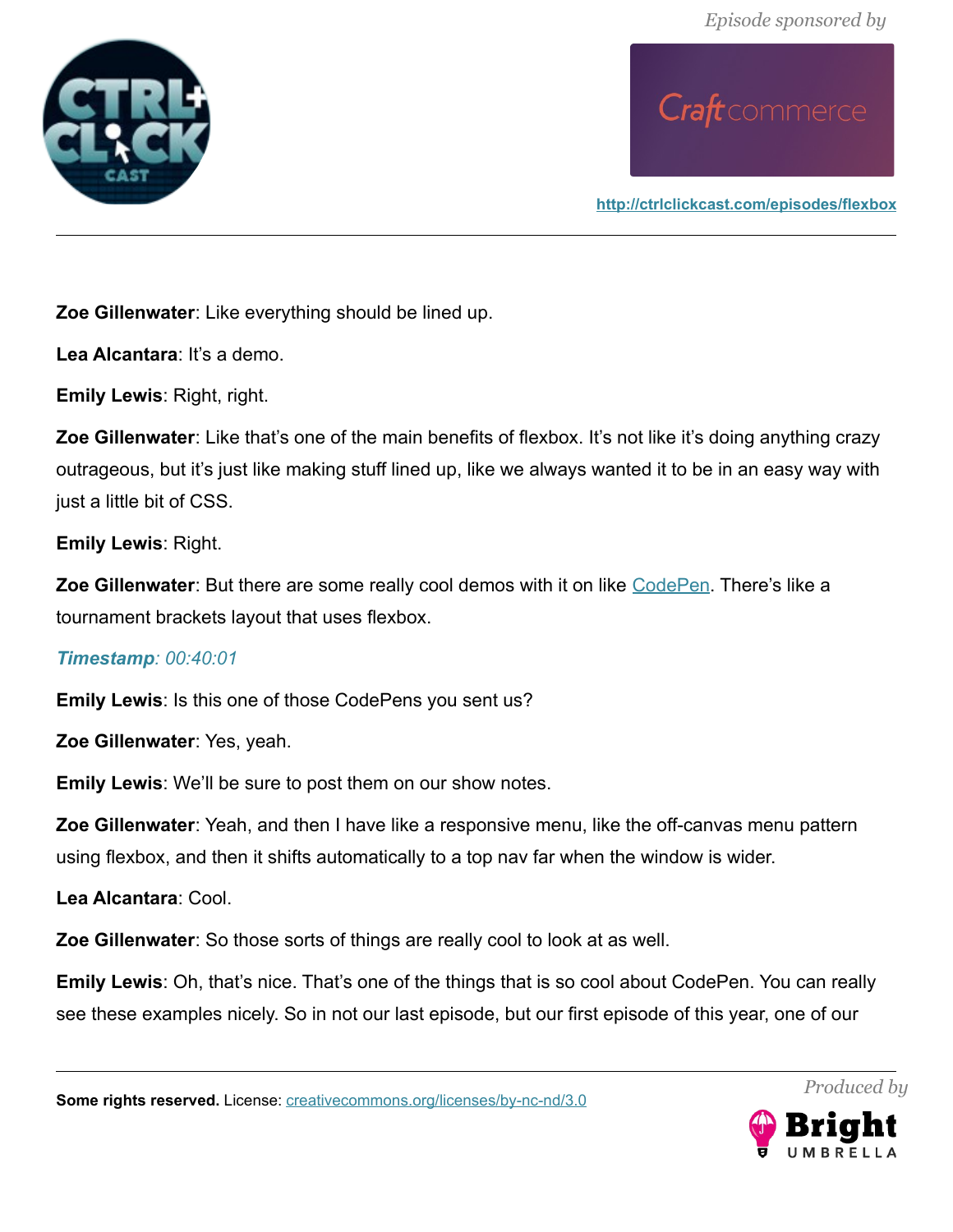**Zoe Gillenwater**: Like everything should be lined up.

**Lea Alcantara**: It's a demo.

**Emily Lewis**: Right, right.

**Zoe Gillenwater**: Like that's one of the main benefits of flexbox. It's not like it's doing anything crazy outrageous, but it's just like making stuff lined up, like we always wanted it to be in an easy way with just a little bit of CSS.

**Emily Lewis**: Right.

**Zoe Gillenwater**: But there are some really cool demos with it on like CodePen. There's like a tournament brackets layout that uses flexbox.

***Timestamp**: 00:40:01*

**Emily Lewis**: Is this one of those CodePens you sent us?

**Zoe Gillenwater**: Yes, yeah.

**Emily Lewis**: We'll be sure to post them on our show notes.

**Zoe Gillenwater**: Yeah, and then I have like a responsive menu, like the off-canvas menu pattern using flexbox, and then it shifts automatically to a top nav far when the window is wider.

**Lea Alcantara**: Cool.

**Zoe Gillenwater**: So those sorts of things are really cool to look at as well.

**Emily Lewis**: Oh, that's nice. That's one of the things that is so cool about CodePen. You can really see these examples nicely. So in not our last episode, but our first episode of this year, one of our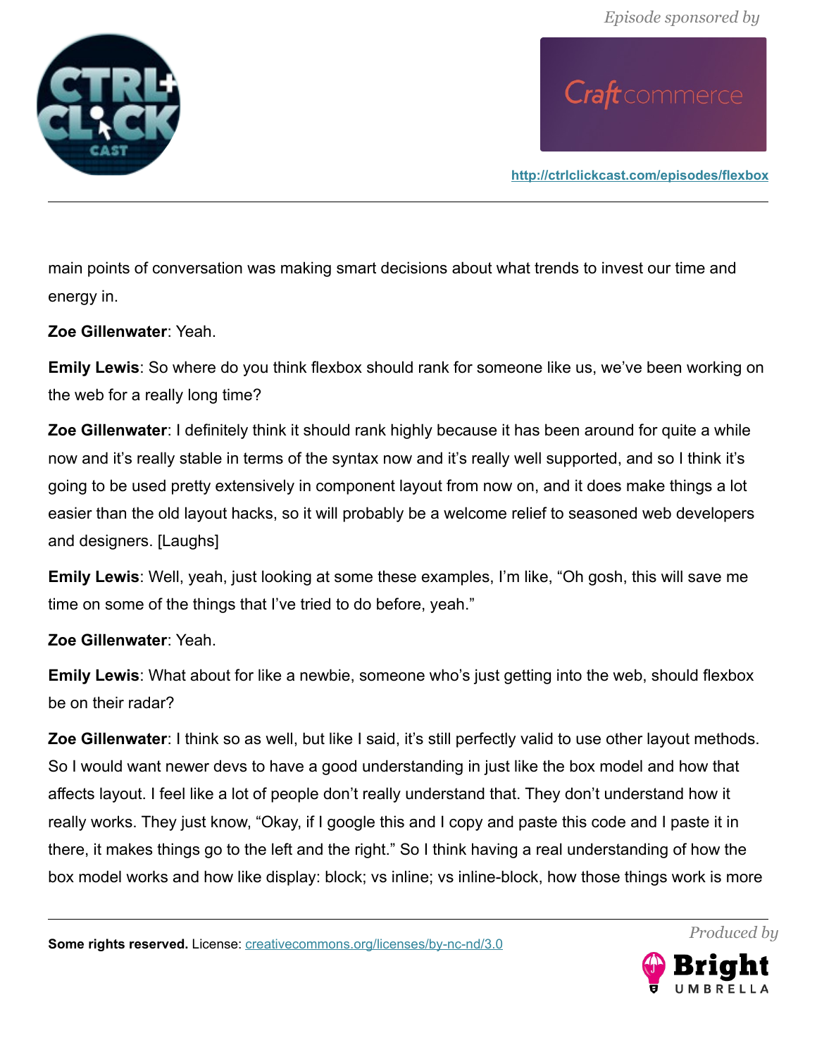main points of conversation was making smart decisions about what trends to invest our time and energy in.

**Zoe Gillenwater**: Yeah.

**Emily Lewis**: So where do you think flexbox should rank for someone like us, we've been working on the web for a really long time?

**Zoe Gillenwater**: I definitely think it should rank highly because it has been around for quite a while now and it's really stable in terms of the syntax now and it's really well supported, and so I think it's going to be used pretty extensively in component layout from now on, and it does make things a lot easier than the old layout hacks, so it will probably be a welcome relief to seasoned web developers and designers. [Laughs]

**Emily Lewis**: Well, yeah, just looking at some these examples, I'm like, "Oh gosh, this will save me time on some of the things that I've tried to do before, yeah."

**Zoe Gillenwater**: Yeah.

**Emily Lewis**: What about for like a newbie, someone who's just getting into the web, should flexbox be on their radar?

**Zoe Gillenwater**: I think so as well, but like I said, it's still perfectly valid to use other layout methods. So I would want newer devs to have a good understanding in just like the box model and how that affects layout. I feel like a lot of people don't really understand that. They don't understand how it really works. They just know, "Okay, if I google this and I copy and paste this code and I paste it in there, it makes things go to the left and the right." So I think having a real understanding of how the box model works and how like display: block; vs inline; vs inline-block, how those things work is more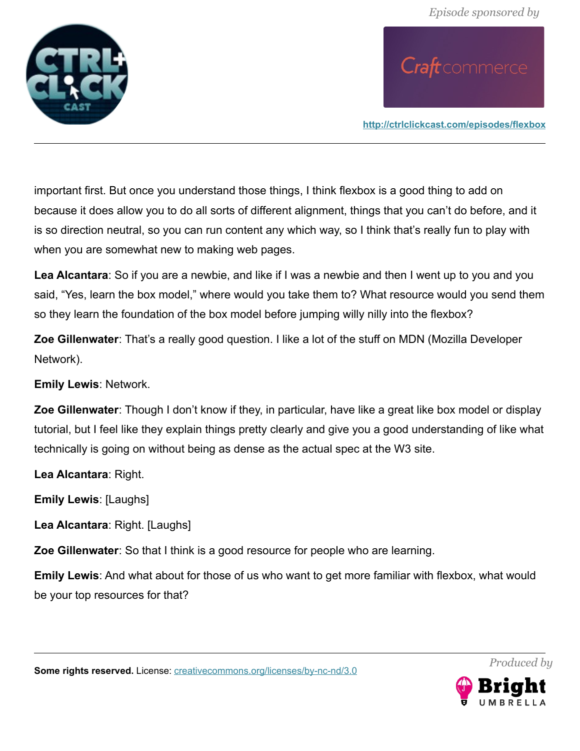important first. But once you understand those things, I think flexbox is a good thing to add on because it does allow you to do all sorts of different alignment, things that you can't do before, and it is so direction neutral, so you can run content any which way, so I think that's really fun to play with when you are somewhat new to making web pages.

**Lea Alcantara**: So if you are a newbie, and like if I was a newbie and then I went up to you and you said, "Yes, learn the box model," where would you take them to? What resource would you send them so they learn the foundation of the box model before jumping willy nilly into the flexbox?

**Zoe Gillenwater**: That's a really good question. I like a lot of the stuff on MDN (Mozilla Developer Network).

**Emily Lewis**: Network.

**Zoe Gillenwater**: Though I don't know if they, in particular, have like a great like box model or display tutorial, but I feel like they explain things pretty clearly and give you a good understanding of like what technically is going on without being as dense as the actual spec at the W3 site.

**Lea Alcantara**: Right.

**Emily Lewis**: [Laughs]

**Lea Alcantara**: Right. [Laughs]

**Zoe Gillenwater**: So that I think is a good resource for people who are learning.

**Emily Lewis**: And what about for those of us who want to get more familiar with flexbox, what would be your top resources for that?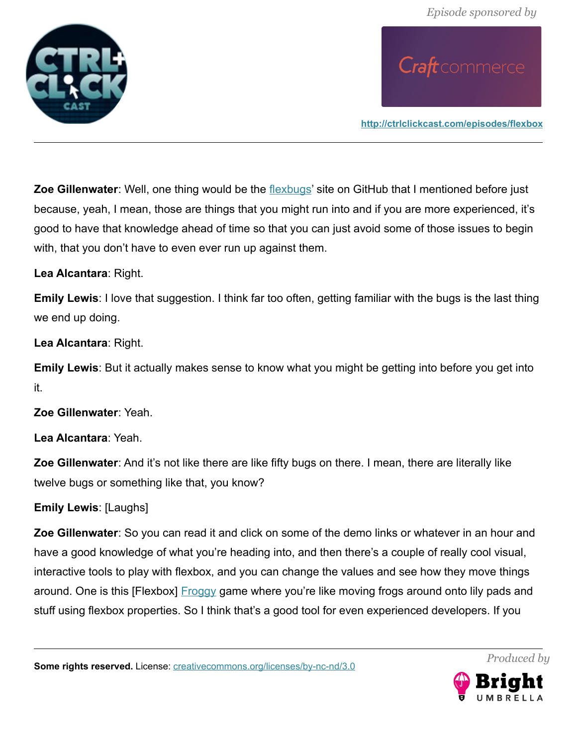**Zoe Gillenwater**: Well, one thing would be the flexbugs' site on GitHub that I mentioned before just because, yeah, I mean, those are things that you might run into and if you are more experienced, it's good to have that knowledge ahead of time so that you can just avoid some of those issues to begin with, that you don't have to even ever run up against them.

**Lea Alcantara**: Right.

**Emily Lewis**: I love that suggestion. I think far too often, getting familiar with the bugs is the last thing we end up doing.

**Lea Alcantara**: Right.

**Emily Lewis**: But it actually makes sense to know what you might be getting into before you get into it.

**Zoe Gillenwater**: Yeah.

**Lea Alcantara**: Yeah.

**Zoe Gillenwater**: And it's not like there are like fifty bugs on there. I mean, there are literally like twelve bugs or something like that, you know?

**Emily Lewis**: [Laughs]

**Zoe Gillenwater**: So you can read it and click on some of the demo links or whatever in an hour and have a good knowledge of what you're heading into, and then there's a couple of really cool visual, interactive tools to play with flexbox, and you can change the values and see how they move things around. One is this [Flexbox] Froggy game where you're like moving frogs around onto lily pads and stuff using flexbox properties. So I think that's a good tool for even experienced developers. If you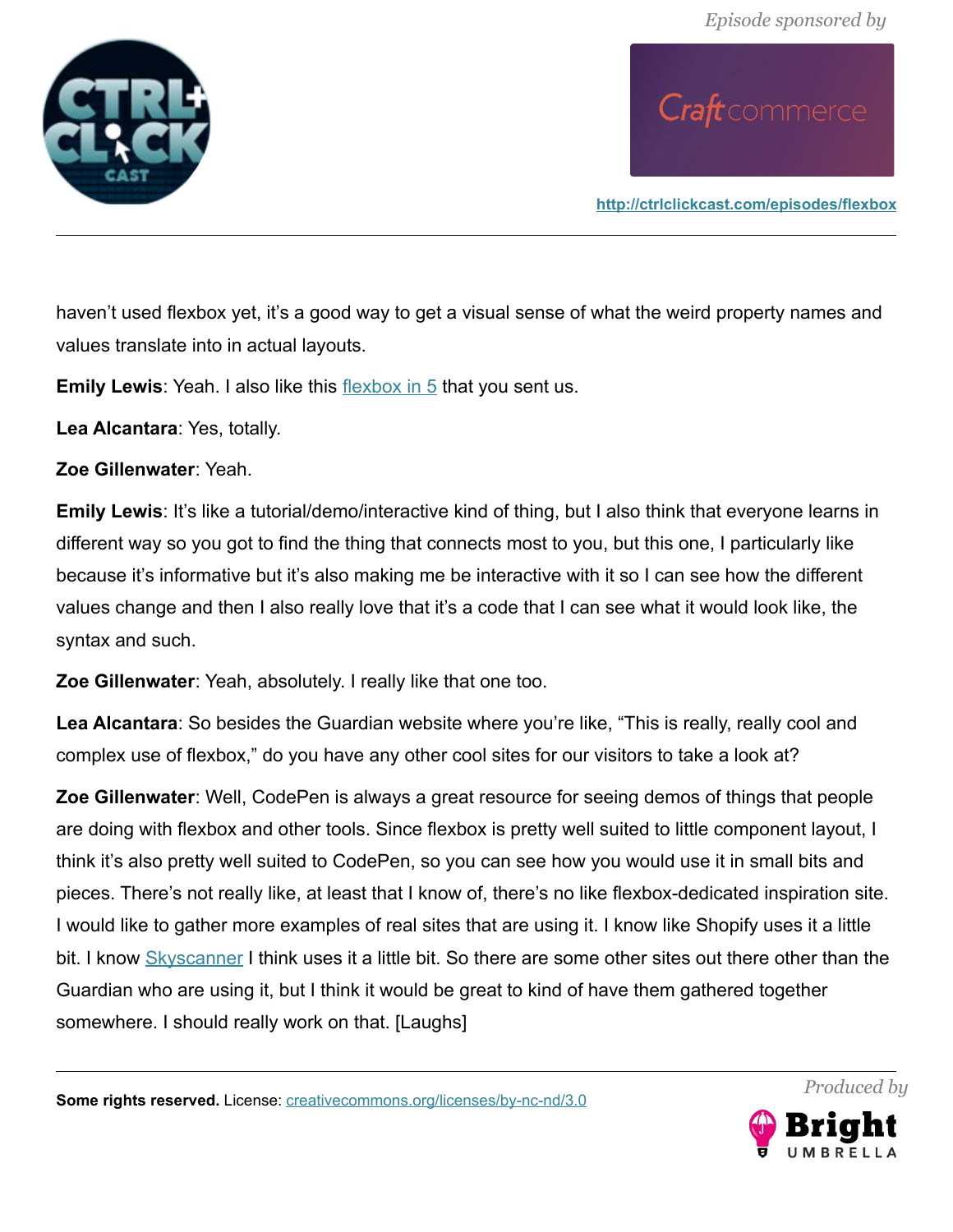haven't used flexbox yet, it's a good way to get a visual sense of what the weird property names and values translate into in actual layouts.

**Emily Lewis**: Yeah. I also like this flexbox in 5 that you sent us.

**Lea Alcantara**: Yes, totally.

**Zoe Gillenwater**: Yeah.

**Emily Lewis**: It's like a tutorial/demo/interactive kind of thing, but I also think that everyone learns in different way so you got to find the thing that connects most to you, but this one, I particularly like because it's informative but it's also making me be interactive with it so I can see how the different values change and then I also really love that it's a code that I can see what it would look like, the syntax and such.

**Zoe Gillenwater**: Yeah, absolutely. I really like that one too.

**Lea Alcantara**: So besides the Guardian website where you're like, "This is really, really cool and complex use of flexbox," do you have any other cool sites for our visitors to take a look at?

**Zoe Gillenwater**: Well, CodePen is always a great resource for seeing demos of things that people are doing with flexbox and other tools. Since flexbox is pretty well suited to little component layout, I think it's also pretty well suited to CodePen, so you can see how you would use it in small bits and pieces. There's not really like, at least that I know of, there's no like flexbox-dedicated inspiration site. I would like to gather more examples of real sites that are using it. I know like Shopify uses it a little bit. I know Skyscanner I think uses it a little bit. So there are some other sites out there other than the Guardian who are using it, but I think it would be great to kind of have them gathered together somewhere. I should really work on that. [Laughs]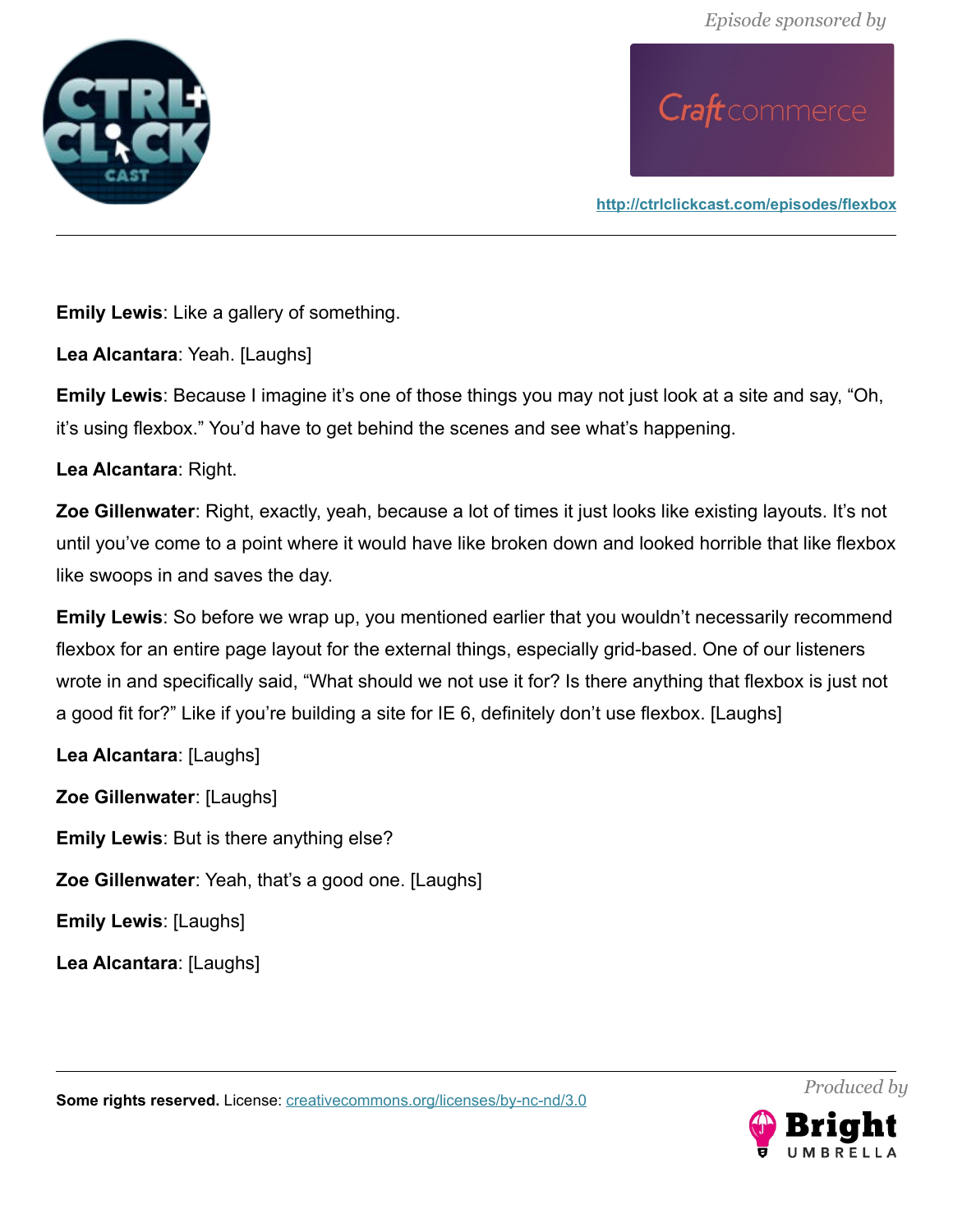**Emily Lewis**: Like a gallery of something.

**Lea Alcantara**: Yeah. [Laughs]

**Emily Lewis**: Because I imagine it's one of those things you may not just look at a site and say, "Oh, it's using flexbox." You'd have to get behind the scenes and see what's happening.

**Lea Alcantara**: Right.

**Zoe Gillenwater**: Right, exactly, yeah, because a lot of times it just looks like existing layouts. It's not until you've come to a point where it would have like broken down and looked horrible that like flexbox like swoops in and saves the day.

**Emily Lewis**: So before we wrap up, you mentioned earlier that you wouldn't necessarily recommend flexbox for an entire page layout for the external things, especially grid-based. One of our listeners wrote in and specifically said, "What should we not use it for? Is there anything that flexbox is just not a good fit for?" Like if you're building a site for IE 6, definitely don't use flexbox. [Laughs]

**Lea Alcantara**: [Laughs]

**Zoe Gillenwater**: [Laughs]

**Emily Lewis**: But is there anything else?

**Zoe Gillenwater**: Yeah, that's a good one. [Laughs]

**Emily Lewis**: [Laughs]

**Lea Alcantara**: [Laughs]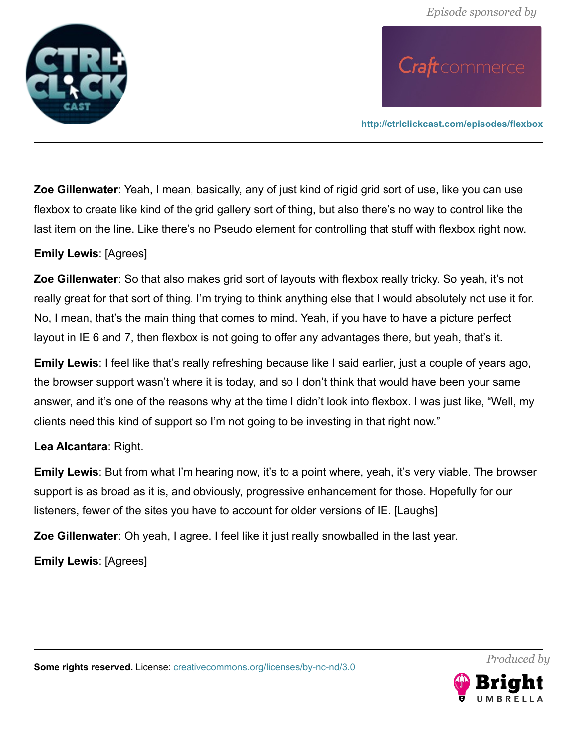**Zoe Gillenwater**: Yeah, I mean, basically, any of just kind of rigid grid sort of use, like you can use flexbox to create like kind of the grid gallery sort of thing, but also there's no way to control like the last item on the line. Like there's no Pseudo element for controlling that stuff with flexbox right now.

**Emily Lewis**: [Agrees]

**Zoe Gillenwater**: So that also makes grid sort of layouts with flexbox really tricky. So yeah, it's not really great for that sort of thing. I'm trying to think anything else that I would absolutely not use it for. No, I mean, that's the main thing that comes to mind. Yeah, if you have to have a picture perfect layout in IE 6 and 7, then flexbox is not going to offer any advantages there, but yeah, that's it.

**Emily Lewis**: I feel like that's really refreshing because like I said earlier, just a couple of years ago, the browser support wasn't where it is today, and so I don't think that would have been your same answer, and it's one of the reasons why at the time I didn't look into flexbox. I was just like, "Well, my clients need this kind of support so I'm not going to be investing in that right now."

**Lea Alcantara**: Right.

**Emily Lewis**: But from what I'm hearing now, it's to a point where, yeah, it's very viable. The browser support is as broad as it is, and obviously, progressive enhancement for those. Hopefully for our listeners, fewer of the sites you have to account for older versions of IE. [Laughs]

**Zoe Gillenwater**: Oh yeah, I agree. I feel like it just really snowballed in the last year.

**Emily Lewis**: [Agrees]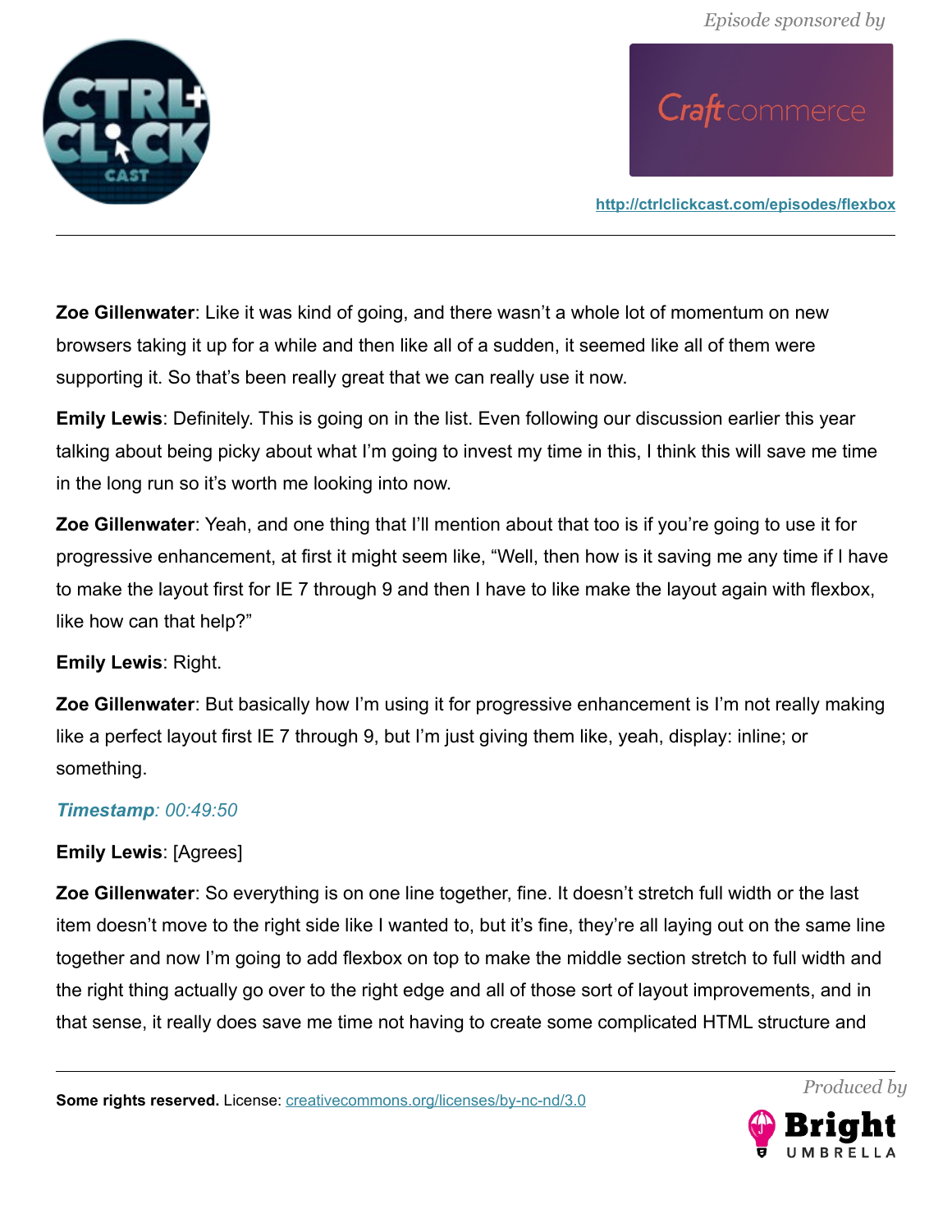**Zoe Gillenwater**: Like it was kind of going, and there wasn't a whole lot of momentum on new browsers taking it up for a while and then like all of a sudden, it seemed like all of them were supporting it. So that's been really great that we can really use it now.

**Emily Lewis**: Definitely. This is going on in the list. Even following our discussion earlier this year talking about being picky about what I'm going to invest my time in this, I think this will save me time in the long run so it's worth me looking into now.

**Zoe Gillenwater**: Yeah, and one thing that I'll mention about that too is if you're going to use it for progressive enhancement, at first it might seem like, "Well, then how is it saving me any time if I have to make the layout first for IE 7 through 9 and then I have to like make the layout again with flexbox, like how can that help?"

**Emily Lewis**: Right.

**Zoe Gillenwater**: But basically how I'm using it for progressive enhancement is I'm not really making like a perfect layout first IE 7 through 9, but I'm just giving them like, yeah, display: inline; or something.

***Timestamp**: 00:49:50*

**Emily Lewis**: [Agrees]

**Zoe Gillenwater**: So everything is on one line together, fine. It doesn't stretch full width or the last item doesn't move to the right side like I wanted to, but it's fine, they're all laying out on the same line together and now I'm going to add flexbox on top to make the middle section stretch to full width and the right thing actually go over to the right edge and all of those sort of layout improvements, and in that sense, it really does save me time not having to create some complicated HTML structure and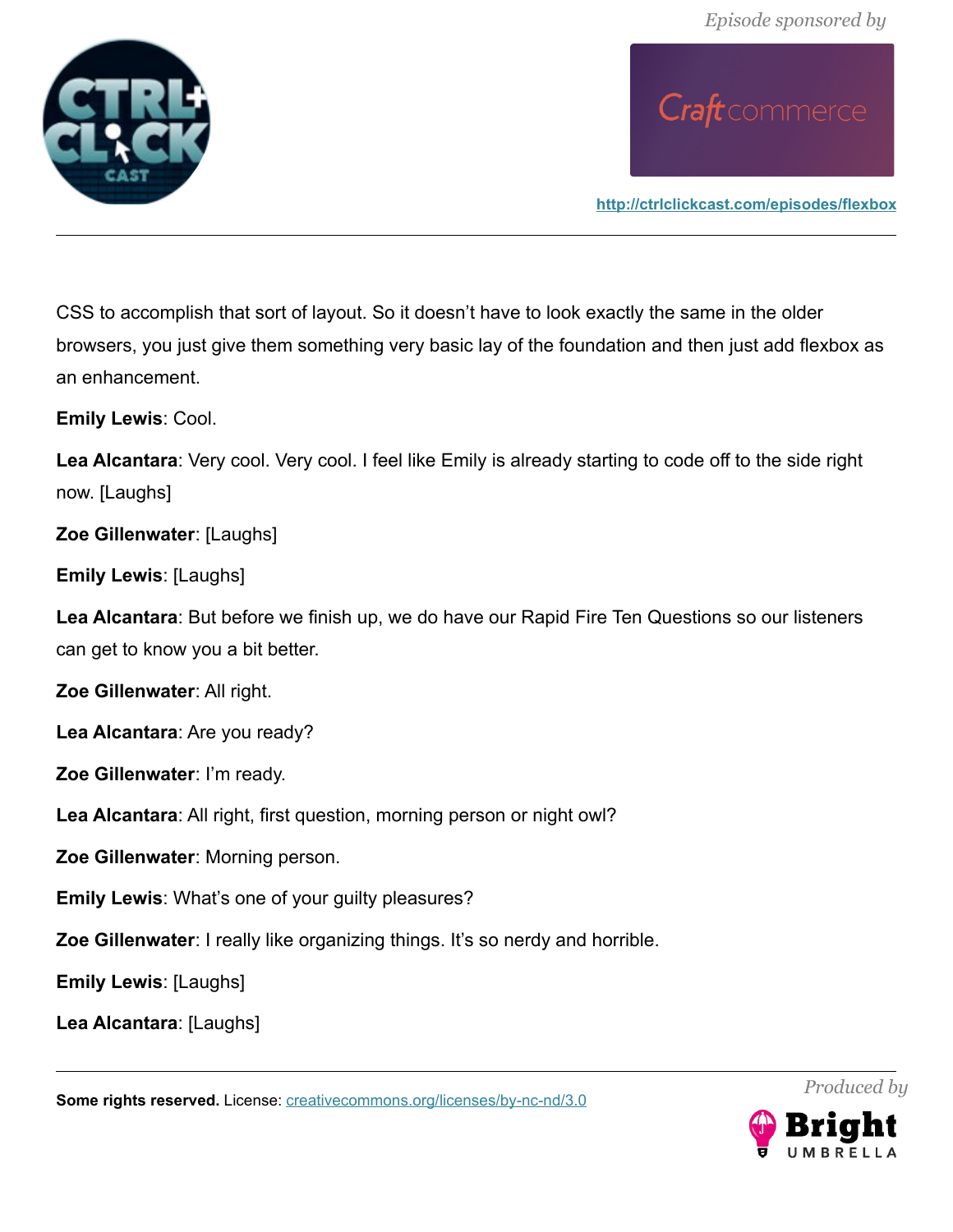CSS to accomplish that sort of layout. So it doesn't have to look exactly the same in the older browsers, you just give them something very basic lay of the foundation and then just add flexbox as an enhancement.

**Emily Lewis**: Cool.

**Lea Alcantara**: Very cool. Very cool. I feel like Emily is already starting to code off to the side right now. [Laughs]

**Zoe Gillenwater**: [Laughs]

**Emily Lewis**: [Laughs]

**Lea Alcantara**: But before we finish up, we do have our Rapid Fire Ten Questions so our listeners can get to know you a bit better.

**Zoe Gillenwater**: All right.

**Lea Alcantara**: Are you ready?

**Zoe Gillenwater**: I'm ready.

**Lea Alcantara**: All right, first question, morning person or night owl?

**Zoe Gillenwater**: Morning person.

**Emily Lewis**: What's one of your guilty pleasures?

**Zoe Gillenwater**: I really like organizing things. It's so nerdy and horrible.

**Emily Lewis**: [Laughs]

**Lea Alcantara**: [Laughs]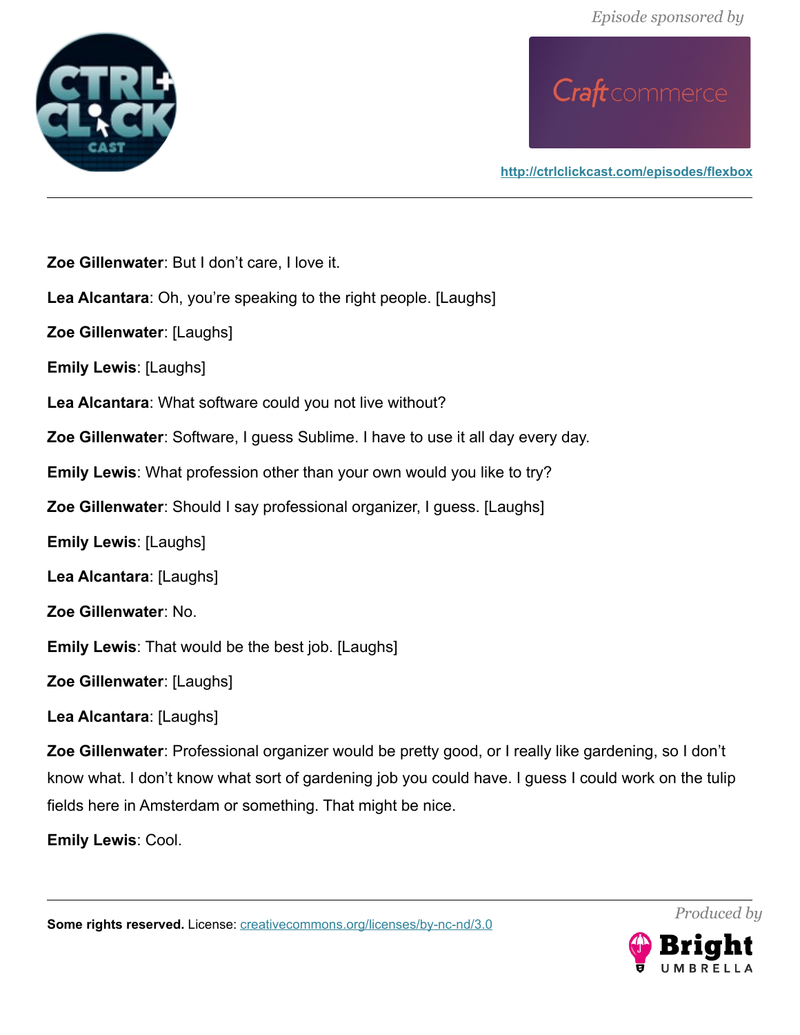**Zoe Gillenwater**: But I don't care, I love it.

**Lea Alcantara**: Oh, you're speaking to the right people. [Laughs]

**Zoe Gillenwater**: [Laughs]

**Emily Lewis**: [Laughs]

**Lea Alcantara**: What software could you not live without?

**Zoe Gillenwater**: Software, I guess Sublime. I have to use it all day every day.

**Emily Lewis**: What profession other than your own would you like to try?

**Zoe Gillenwater**: Should I say professional organizer, I guess. [Laughs]

**Emily Lewis**: [Laughs]

**Lea Alcantara**: [Laughs]

**Zoe Gillenwater**: No.

**Emily Lewis**: That would be the best job. [Laughs]

**Zoe Gillenwater**: [Laughs]

**Lea Alcantara**: [Laughs]

**Zoe Gillenwater**: Professional organizer would be pretty good, or I really like gardening, so I don't know what. I don't know what sort of gardening job you could have. I guess I could work on the tulip fields here in Amsterdam or something. That might be nice.

**Emily Lewis**: Cool.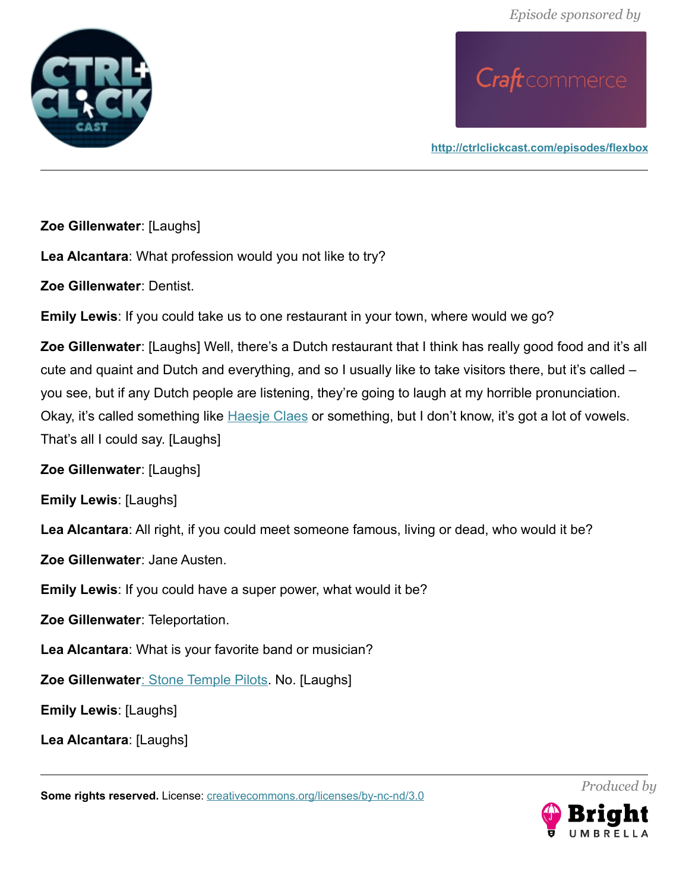**Zoe Gillenwater**: [Laughs]

**Lea Alcantara**: What profession would you not like to try?

**Zoe Gillenwater**: Dentist.

**Emily Lewis**: If you could take us to one restaurant in your town, where would we go?

**Zoe Gillenwater**: [Laughs] Well, there's a Dutch restaurant that I think has really good food and it's all cute and quaint and Dutch and everything, and so I usually like to take visitors there, but it's called – you see, but if any Dutch people are listening, they're going to laugh at my horrible pronunciation. Okay, it's called something like Haesje Claes or something, but I don't know, it's got a lot of vowels. That's all I could say. [Laughs]

**Zoe Gillenwater**: [Laughs]

**Emily Lewis**: [Laughs]

**Lea Alcantara**: All right, if you could meet someone famous, living or dead, who would it be?

**Zoe Gillenwater**: Jane Austen.

**Emily Lewis**: If you could have a super power, what would it be?

**Zoe Gillenwater**: Teleportation.

**Lea Alcantara**: What is your favorite band or musician?

**Zoe Gillenwater**: Stone Temple Pilots. No. [Laughs]

**Emily Lewis**: [Laughs]

**Lea Alcantara**: [Laughs]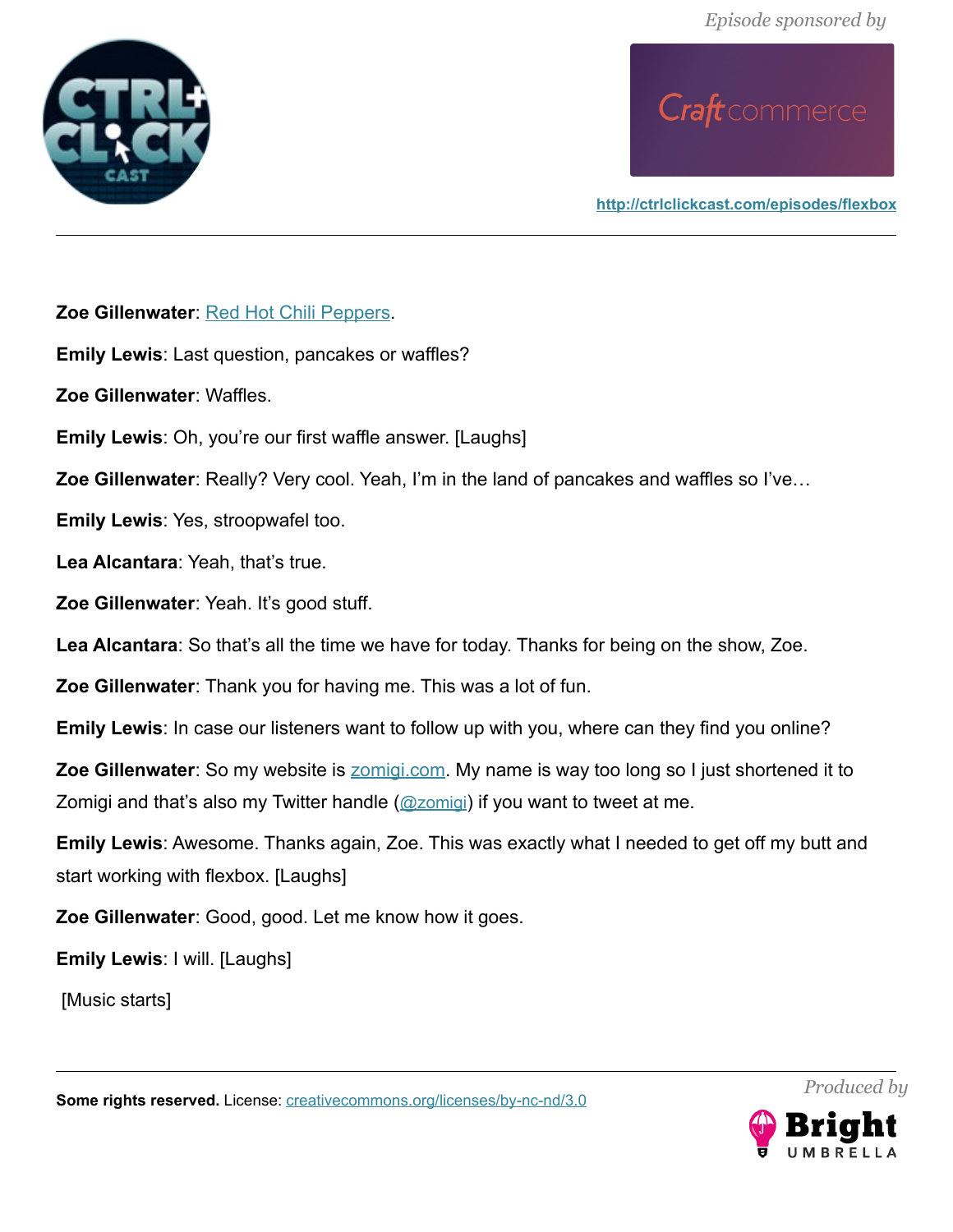**Zoe Gillenwater**: Red Hot Chili Peppers.

**Emily Lewis**: Last question, pancakes or waffles?

**Zoe Gillenwater**: Waffles.

**Emily Lewis**: Oh, you're our first waffle answer. [Laughs]

**Zoe Gillenwater**: Really? Very cool. Yeah, I'm in the land of pancakes and waffles so I've…

**Emily Lewis**: Yes, stroopwafel too.

**Lea Alcantara**: Yeah, that's true.

**Zoe Gillenwater**: Yeah. It's good stuff.

**Lea Alcantara**: So that's all the time we have for today. Thanks for being on the show, Zoe.

**Zoe Gillenwater**: Thank you for having me. This was a lot of fun.

**Emily Lewis**: In case our listeners want to follow up with you, where can they find you online?

**Zoe Gillenwater**: So my website is zomigi.com. My name is way too long so I just shortened it to Zomigi and that's also my Twitter handle (@zomigi) if you want to tweet at me.

**Emily Lewis**: Awesome. Thanks again, Zoe. This was exactly what I needed to get off my butt and start working with flexbox. [Laughs]

**Zoe Gillenwater**: Good, good. Let me know how it goes.

**Emily Lewis**: I will. [Laughs]

[Music starts]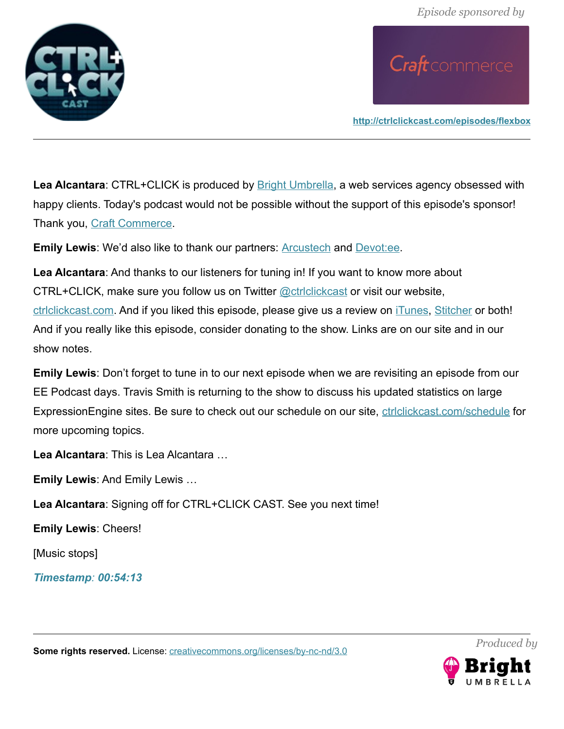Lea Alcantara: CTRL+CLICK is produced by [Bright Umbrella](#), a web services agency obsessed with happy clients. Today's podcast would not be possible without the support of this episode's sponsor! Thank you, [Craft Commerce](#).

**Emily Lewis**: We'd also like to thank our partners: [Arcustech](#) and [Devot:ee](#).

**Lea Alcantara**: And thanks to our listeners for tuning in! If you want to know more about CTRL+CLICK, make sure you follow us on Twitter [@ctrlclickcast](#) or visit our website, [ctrlclickcast.com](#). And if you liked this episode, please give us a review on [iTunes](#), [Stitcher](#) or both! And if you really like this episode, consider donating to the show. Links are on our site and in our show notes.

**Emily Lewis**: Don't forget to tune in to our next episode when we are revisiting an episode from our EE Podcast days. Travis Smith is returning to the show to discuss his updated statistics on large ExpressionEngine sites. Be sure to check out our schedule on our site, [ctrlclickcast.com/schedule](#) for more upcoming topics.

**Lea Alcantara**: This is Lea Alcantara …

**Emily Lewis**: And Emily Lewis …

**Lea Alcantara**: Signing off for CTRL+CLICK CAST. See you next time!

**Emily Lewis**: Cheers!

[Music stops]

***Timestamp: 00:54:13***